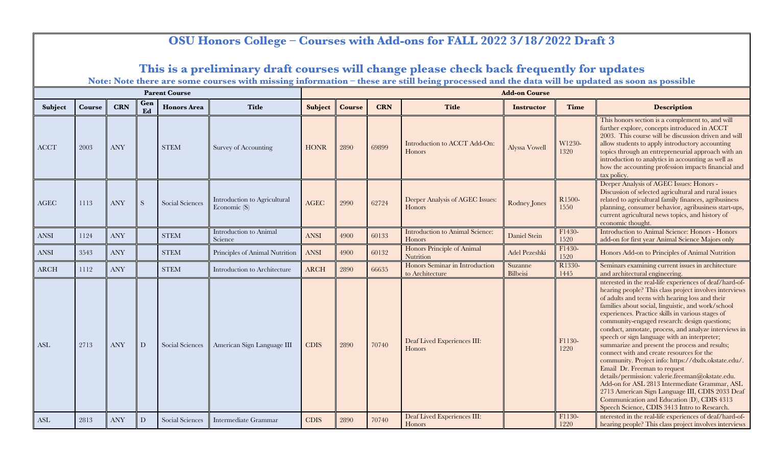# OSU Honors College – Courses with Add-ons for FALL 2022 3/18/2022 Draft 3

## This is a preliminary draft courses will change please check back frequently for updates

**Note: Note there are some courses with missing information – these are still being processed and the data will be updated as soon as possible**

| Parent Course | | | | | | Add-on Course | | | | | | |
|---|---|---|---|---|---|---|---|---|---|---|---|---|
| **Subject** | **Course** | **CRN** | **Gen Ed** | **Honors Area** | **Title** | **Subject** | **Course** | **CRN** | **Title** | **Instructor** | **Time** | **Description** |
| ACCT | 2003 | ANY | | STEM | Survey of Accounting | HONR | 2890 | 69899 | Introduction to ACCT Add-On: Honors | Alyssa Vowell | W1230-1320 | This honors section is a complement to, and will further explore, concepts introduced in ACCT 2003. This course will be discussion driven and will allow students to apply introductory accounting topics through an entrepreneurial approach with an introduction to analytics in accounting as well as how the accounting profession impacts financial and tax policy. |
| AGEC | 1113 | ANY | S | Social Sciences | Introduction to Agricultural Economic (S) | AGEC | 2990 | 62724 | Deeper Analysis of AGEC Issues: Honors | Rodney Jones | R1500-1550 | Deeper Analysis of AGEC Issues: Honors - Discussion of selected agricultural and rural issues related to agricultural family finances, agribusiness planning, consumer behavior, agribusiness start-ups, current agricultural news topics, and history of economic thought. |
| ANSI | 1124 | ANY | | STEM | Introduction to Animal Science | ANSI | 4900 | 60133 | Introduction to Animal Science: Honors | Daniel Stein | F1430-1520 | Introduction to Animal Science: Honors - Honors add-on for first year Animal Science Majors only |
| ANSI | 3543 | ANY | | STEM | Principles of Animal Nutrition | ANSI | 4900 | 60132 | Honors Principle of Animal Nutrition | Adel Pezeshki | F1430-1520 | Honors Add-on to Principles of Animal Nutrition |
| ARCH | 1112 | ANY | | STEM | Introduction to Architecture | ARCH | 2890 | 66635 | Honors Seminar in Introduction to Architecture | Suzanne Bilbeisi | R1330-1445 | Seminars examining current issues in architecture and architectural engineering. |
| ASL | 2713 | ANY | D | Social Sciences | American Sign Language III | CDIS | 2890 | 70740 | Deaf Lived Experiences III: Honors | | F1130-1220 | nterested in the real-life experiences of deaf/hard-of-hearing people? This class project involves interviews of adults and teens with hearing loss and their families about social, linguistic, and work/school experiences. Practice skills in various stages of community-engaged research: design questions; conduct, annotate, process, and analyze interviews in speech or sign language with an interpreter; summarize and present the process and results; connect with and create resources for the community. Project info: https://dxdx.okstate.edu/. Email Dr. Freeman to request details/permission: valerie.freeman@okstate.edu. Add-on for ASL 2813 Intermediate Grammar, ASL 2713 American Sign Language III, CDIS 2033 Deaf Communication and Education (D), CDIS 4313 Speech Science, CDIS 3413 Intro to Research. |
| ASL | 2813 | ANY | D | Social Sciences | Intermediate Grammar | CDIS | 2890 | 70740 | Deaf Lived Experiences III: Honors | | F1130-1220 | nterested in the real-life experiences of deaf/hard-of-hearing people? This class project involves interviews |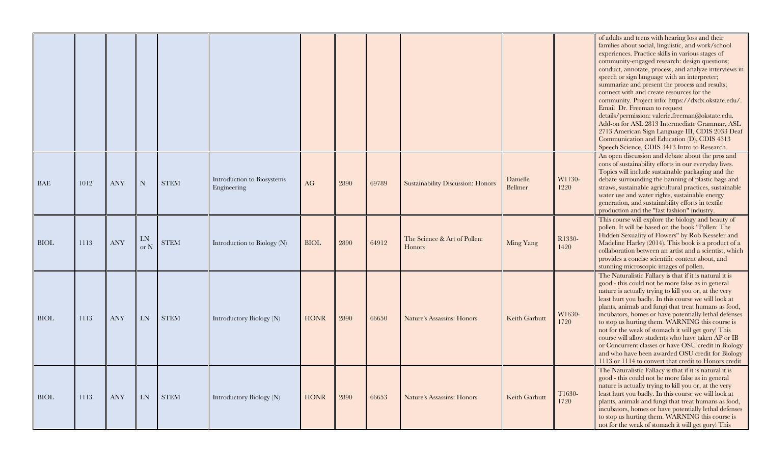| | | | | | | | | | | | | |
|---|---|---|---|---|---|---|---|---|---|---|---|---|
| | | | | | | | | | | | | of adults and teens with hearing loss and their families about social, linguistic, and work/school experiences. Practice skills in various stages of community-engaged research: design questions; conduct, annotate, process, and analyze interviews in speech or sign language with an interpreter; summarize and present the process and results; connect with and create resources for the community. Project info: https://dxdx.okstate.edu/. Email Dr. Freeman to request details/permission: valerie.freeman@okstate.edu. Add-on for ASL 2813 Intermediate Grammar, ASL 2713 American Sign Language III, CDIS 2033 Deaf Communication and Education (D), CDIS 4313 Speech Science, CDIS 3413 Intro to Research. |
| BAE | 1012 | ANY | N | STEM | Introduction to Biosystems Engineering | AG | 2890 | 69789 | Sustainability Discussion: Honors | Danielle Bellmer | W1130-1220 | An open discussion and debate about the pros and cons of sustainability efforts in our everyday lives. Topics will include sustainable packaging and the debate surrounding the banning of plastic bags and straws, sustainable agricultural practices, sustainable water use and water rights, sustainable energy generation, and sustainability efforts in textile production and the "fast fashion" industry. |
| BIOL | 1113 | ANY | LN or N | STEM | Introduction to Biology (N) | BIOL | 2890 | 64912 | The Science & Art of Pollen: Honors | Ming Yang | R1330-1420 | This course will explore the biology and beauty of pollen. It will be based on the book "Pollen: The Hidden Sexuality of Flowers" by Rob Kesseler and Madeline Harley (2014). This book is a product of a collaboration between an artist and a scientist, which provides a concise scientific content about, and stunning microscopic images of pollen. |
| BIOL | 1113 | ANY | LN | STEM | Introductory Biology (N) | HONR | 2890 | 66650 | Nature's Assassins: Honors | Keith Garbutt | W1630-1720 | The Naturalistic Fallacy is that if it is natural it is good - this could not be more false as in general nature is actually trying to kill you or, at the very least hurt you badly. In this course we will look at plants, animals and fungi that treat humans as food, incubators, homes or have potentially lethal defenses to stop us hurting them. WARNING this course is not for the weak of stomach it will get gory! This course will allow students who have taken AP or IB or Concurrent classes or have OSU credit in Biology and who have been awarded OSU credit for Biology 1113 or 1114 to convert that credit to Honors credit |
| BIOL | 1113 | ANY | LN | STEM | Introductory Biology (N) | HONR | 2890 | 66653 | Nature's Assassins: Honors | Keith Garbutt | T1630-1720 | The Naturalistic Fallacy is that if it is natural it is good - this could not be more false as in general nature is actually trying to kill you or, at the very least hurt you badly. In this course we will look at plants, animals and fungi that treat humans as food, incubators, homes or have potentially lethal defenses to stop us hurting them. WARNING this course is not for the weak of stomach it will get gory! This |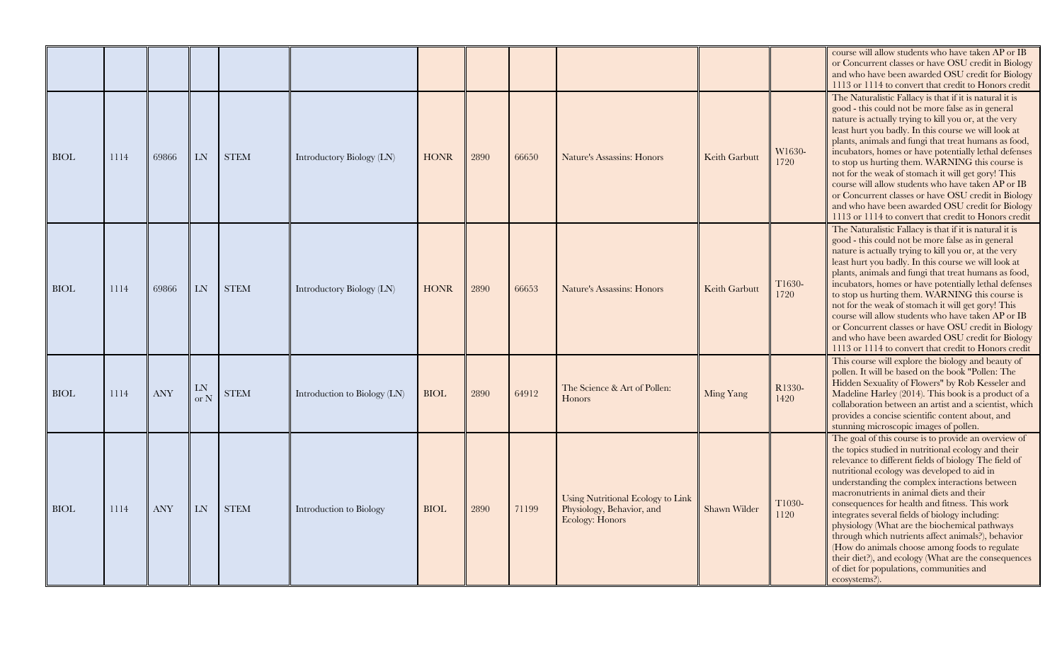|  |  |  |  |  |  |  |  |  |  |  |  |  |
|---|---|---|---|---|---|---|---|---|---|---|---|---|
|  |  |  |  |  |  |  |  |  |  |  |  | course will allow students who have taken AP or IB or Concurrent classes or have OSU credit in Biology and who have been awarded OSU credit for Biology 1113 or 1114 to convert that credit to Honors credit |
| BIOL | 1114 | 69866 | LN | STEM | Introductory Biology (LN) | HONR | 2890 | 66650 | Nature's Assassins: Honors | Keith Garbutt | W1630-1720 | The Naturalistic Fallacy is that if it is natural it is good - this could not be more false as in general nature is actually trying to kill you or, at the very least hurt you badly. In this course we will look at plants, animals and fungi that treat humans as food, incubators, homes or have potentially lethal defenses to stop us hurting them. WARNING this course is not for the weak of stomach it will get gory! This course will allow students who have taken AP or IB or Concurrent classes or have OSU credit in Biology and who have been awarded OSU credit for Biology 1113 or 1114 to convert that credit to Honors credit |
| BIOL | 1114 | 69866 | LN | STEM | Introductory Biology (LN) | HONR | 2890 | 66653 | Nature's Assassins: Honors | Keith Garbutt | T1630-1720 | The Naturalistic Fallacy is that if it is natural it is good - this could not be more false as in general nature is actually trying to kill you or, at the very least hurt you badly. In this course we will look at plants, animals and fungi that treat humans as food, incubators, homes or have potentially lethal defenses to stop us hurting them. WARNING this course is not for the weak of stomach it will get gory! This course will allow students who have taken AP or IB or Concurrent classes or have OSU credit in Biology and who have been awarded OSU credit for Biology 1113 or 1114 to convert that credit to Honors credit |
| BIOL | 1114 | ANY | LN or N | STEM | Introduction to Biology (LN) | BIOL | 2890 | 64912 | The Science & Art of Pollen: Honors | Ming Yang | R1330-1420 | This course will explore the biology and beauty of pollen. It will be based on the book "Pollen: The Hidden Sexuality of Flowers" by Rob Kesseler and Madeline Harley (2014). This book is a product of a collaboration between an artist and a scientist, which provides a concise scientific content about, and stunning microscopic images of pollen. |
| BIOL | 1114 | ANY | LN | STEM | Introduction to Biology | BIOL | 2890 | 71199 | Using Nutritional Ecology to Link Physiology, Behavior, and Ecology: Honors | Shawn Wilder | T1030-1120 | The goal of this course is to provide an overview of the topics studied in nutritional ecology and their relevance to different fields of biology The field of nutritional ecology was developed to aid in understanding the complex interactions between macronutrients in animal diets and their consequences for health and fitness. This work integrates several fields of biology including: physiology (What are the biochemical pathways through which nutrients affect animals?), behavior (How do animals choose among foods to regulate their diet?), and ecology (What are the consequences of diet for populations, communities and ecosystems?). |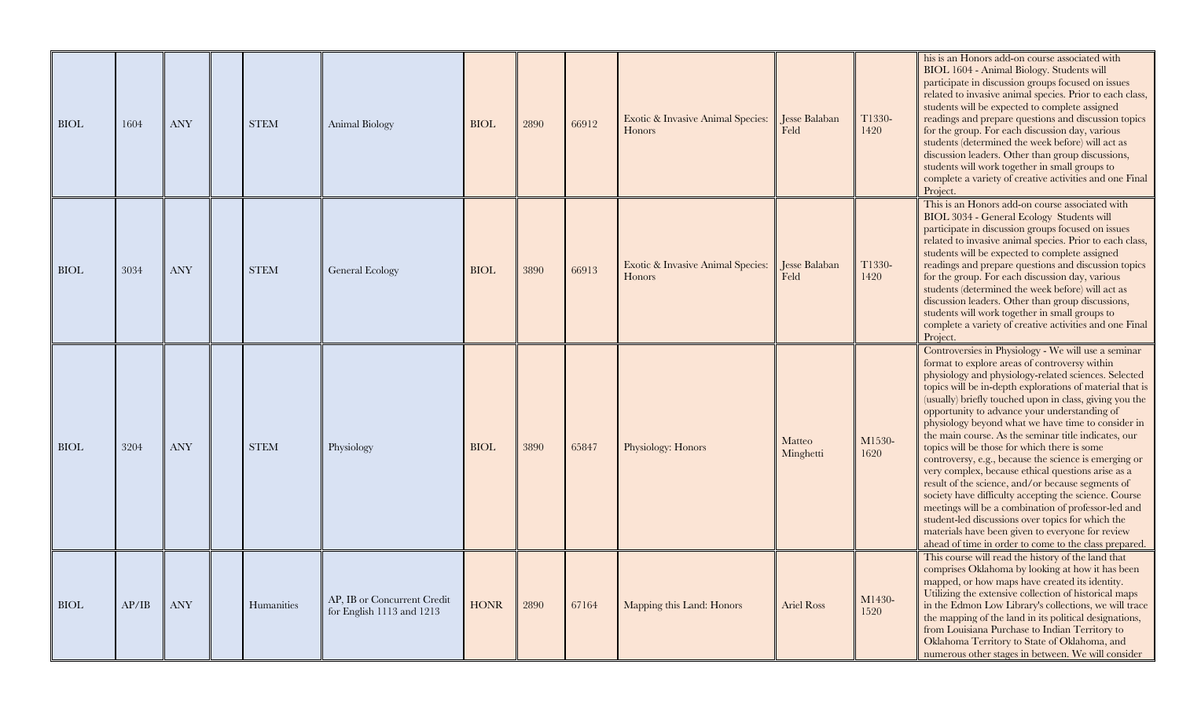| | | | | | | | | | | | | |
|---|---|---|---|---|---|---|---|---|---|---|---|---|
| BIOL | 1604 | ANY | | STEM | Animal Biology | BIOL | 2890 | 66912 | Exotic & Invasive Animal Species: Honors | Jesse Balaban Feld | T1330-1420 | his is an Honors add-on course associated with BIOL 1604 - Animal Biology. Students will participate in discussion groups focused on issues related to invasive animal species. Prior to each class, students will be expected to complete assigned readings and prepare questions and discussion topics for the group. For each discussion day, various students (determined the week before) will act as discussion leaders. Other than group discussions, students will work together in small groups to complete a variety of creative activities and one Final Project. |
| BIOL | 3034 | ANY | | STEM | General Ecology | BIOL | 3890 | 66913 | Exotic & Invasive Animal Species: Honors | Jesse Balaban Feld | T1330-1420 | This is an Honors add-on course associated with BIOL 3034 - General Ecology Students will participate in discussion groups focused on issues related to invasive animal species. Prior to each class, students will be expected to complete assigned readings and prepare questions and discussion topics for the group. For each discussion day, various students (determined the week before) will act as discussion leaders. Other than group discussions, students will work together in small groups to complete a variety of creative activities and one Final Project. |
| BIOL | 3204 | ANY | | STEM | Physiology | BIOL | 3890 | 65847 | Physiology: Honors | Matteo Minghetti | M1530-1620 | Controversies in Physiology - We will use a seminar format to explore areas of controversy within physiology and physiology-related sciences. Selected topics will be in-depth explorations of material that is (usually) briefly touched upon in class, giving you the opportunity to advance your understanding of physiology beyond what we have time to consider in the main course. As the seminar title indicates, our topics will be those for which there is some controversy, e.g., because the science is emerging or very complex, because ethical questions arise as a result of the science, and/or because segments of society have difficulty accepting the science. Course meetings will be a combination of professor-led and student-led discussions over topics for which the materials have been given to everyone for review ahead of time in order to come to the class prepared. |
| BIOL | AP/IB | ANY | | Humanities | AP, IB or Concurrent Credit for English 1113 and 1213 | HONR | 2890 | 67164 | Mapping this Land: Honors | Ariel Ross | M1430-1520 | This course will read the history of the land that comprises Oklahoma by looking at how it has been mapped, or how maps have created its identity. Utilizing the extensive collection of historical maps in the Edmon Low Library's collections, we will trace the mapping of the land in its political designations, from Louisiana Purchase to Indian Territory to Oklahoma Territory to State of Oklahoma, and numerous other stages in between. We will consider |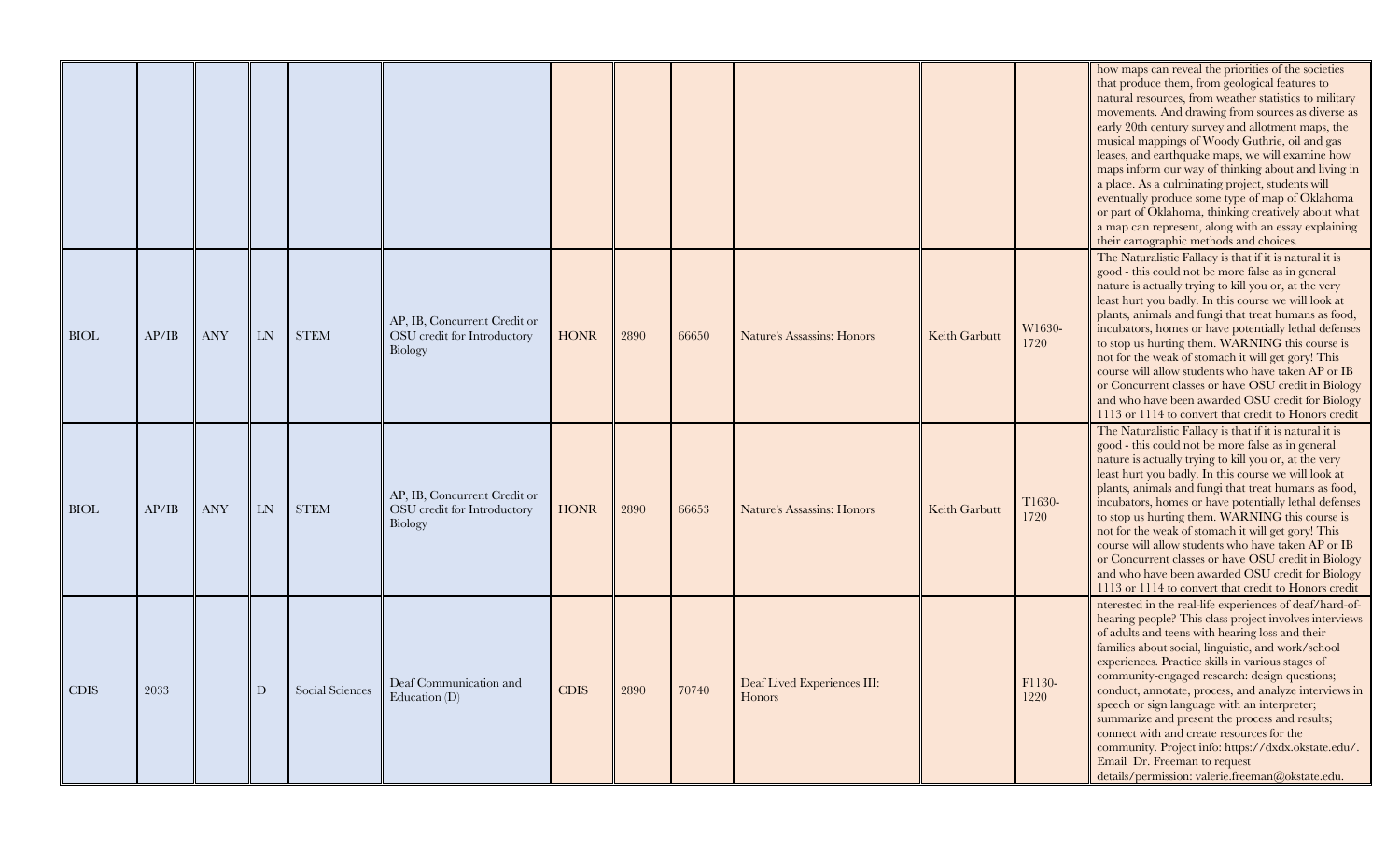| | | | | | | | | | | | | |
|---|---|---|---|---|---|---|---|---|---|---|---|---|
| | | | | | | | | | | | | how maps can reveal the priorities of the societies that produce them, from geological features to natural resources, from weather statistics to military movements. And drawing from sources as diverse as early 20th century survey and allotment maps, the musical mappings of Woody Guthrie, oil and gas leases, and earthquake maps, we will examine how maps inform our way of thinking about and living in a place. As a culminating project, students will eventually produce some type of map of Oklahoma or part of Oklahoma, thinking creatively about what a map can represent, along with an essay explaining their cartographic methods and choices. |
| BIOL | AP/IB | ANY | LN | STEM | AP, IB, Concurrent Credit or OSU credit for Introductory Biology | HONR | 2890 | 66650 | Nature's Assasins: Honors | Keith Garbutt | W1630-1720 | The Naturalistic Fallacy is that if it is natural it is good - this could not be more false as in general nature is actually trying to kill you or, at the very least hurt you badly. In this course we will look at plants, animals and fungi that treat humans as food, incubators, homes or have potentially lethal defenses to stop us hurting them. WARNING this course is not for the weak of stomach it will get gory! This course will allow students who have taken AP or IB or Concurrent classes or have OSU credit in Biology and who have been awarded OSU credit for Biology 1113 or 1114 to convert that credit to Honors credit |
| BIOL | AP/IB | ANY | LN | STEM | AP, IB, Concurrent Credit or OSU credit for Introductory Biology | HONR | 2890 | 66653 | Nature's Assasins: Honors | Keith Garbutt | T1630-1720 | The Naturalistic Fallacy is that if it is natural it is good - this could not be more false as in general nature is actually trying to kill you or, at the very least hurt you badly. In this course we will look at plants, animals and fungi that treat humans as food, incubators, homes or have potentially lethal defenses to stop us hurting them. WARNING this course is not for the weak of stomach it will get gory! This course will allow students who have taken AP or IB or Concurrent classes or have OSU credit in Biology and who have been awarded OSU credit for Biology 1113 or 1114 to convert that credit to Honors credit |
| CDIS | 2033 | | D | Social Sciences | Deaf Communication and Education (D) | CDIS | 2890 | 70740 | Deaf Lived Experiences III: Honors | | F1130-1220 | nterested in the real-life experiences of deaf/hard-of-hearing people? This class project involves interviews of adults and teens with hearing loss and their families about social, linguistic, and work/school experiences. Practice skills in various stages of community-engaged research: design questions; conduct, annotate, process, and analyze interviews in speech or sign language with an interpreter; summarize and present the process and results; connect with and create resources for the community. Project info: https://dxdx.okstate.edu/. Email Dr. Freeman to request details/permission: valerie.freeman@okstate.edu. |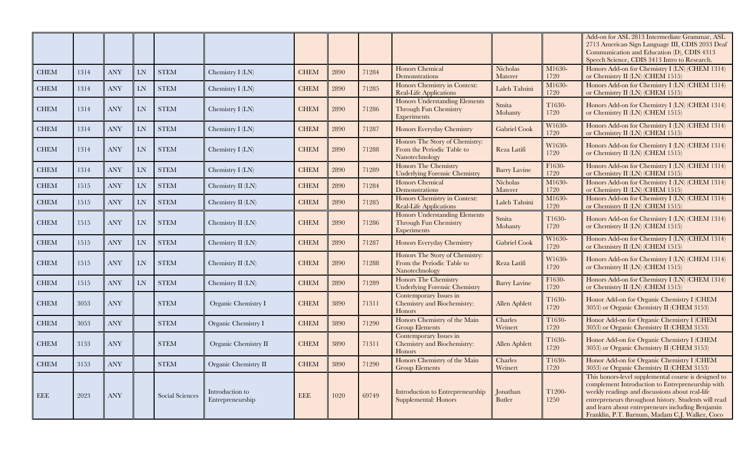| | | | | | | | | | | | | |
|---|---|---|---|---|---|---|---|---|---|---|---|---|
| | | | | | | | | | | | | Add-on for ASL 2813 Intermediate Grammar, ASL 2713 American Sign Language III, CDIS 2033 Deaf Communication and Education (D), CDIS 4313 Speech Science, CDIS 3413 Intro to Research. |
| CHEM | 1314 | ANY | LN | STEM | Chemistry I (LN) | CHEM | 2890 | 71284 | Honors Chemical Demonstrations | Nicholas Materer | M1630-1720 | Honors Add-on for Chemistry I (LN) (CHEM 1314) or Chemistry II (LN) (CHEM 1515) |
| CHEM | 1314 | ANY | LN | STEM | Chemistry I (LN) | CHEM | 2890 | 71285 | Honors Chemistry in Context: Real-Life Applications | Laleh Tahsini | M1630-1720 | Honors Add-on for Chemistry I (LN) (CHEM 1314) or Chemistry II (LN) (CHEM 1515) |
| CHEM | 1314 | ANY | LN | STEM | Chemistry I (LN) | CHEM | 2890 | 71286 | Honors Understanding Elements Through Fun Chemistry Experiments | Smita Mohanty | T1630-1720 | Honors Add-on for Chemistry I (LN) (CHEM 1314) or Chemistry II (LN) (CHEM 1515) |
| CHEM | 1314 | ANY | LN | STEM | Chemistry I (LN) | CHEM | 2890 | 71287 | Honors Everyday Chemistry | Gabriel Cook | W1630-1720 | Honors Add-on for Chemistry I (LN) (CHEM 1314) or Chemistry II (LN) (CHEM 1515) |
| CHEM | 1314 | ANY | LN | STEM | Chemistry I (LN) | CHEM | 2890 | 71288 | Honors The Story of Chemistry: From the Periodic Table to Nanotechnology | Reza Latifi | W1630-1720 | Honors Add-on for Chemistry I (LN) (CHEM 1314) or Chemistry II (LN) (CHEM 1515) |
| CHEM | 1314 | ANY | LN | STEM | Chemistry I (LN) | CHEM | 2890 | 71289 | Honors The Chemistry Underlying Forensic Chemistry | Barry Lavine | F1630-1720 | Honors Add-on for Chemistry I (LN) (CHEM 1314) or Chemistry II (LN) (CHEM 1515) |
| CHEM | 1515 | ANY | LN | STEM | Chemistry II (LN) | CHEM | 2890 | 71284 | Honors Chemical Demonstrations | Nicholas Materer | M1630-1720 | Honors Add-on for Chemistry I (LN) (CHEM 1314) or Chemistry II (LN) (CHEM 1515) |
| CHEM | 1515 | ANY | LN | STEM | Chemistry II (LN) | CHEM | 2890 | 71285 | Honors Chemistry in Context: Real-Life Applications | Laleh Tahsini | M1630-1720 | Honors Add-on for Chemistry I (LN) (CHEM 1314) or Chemistry II (LN) (CHEM 1515) |
| CHEM | 1515 | ANY | LN | STEM | Chemistry II (LN) | CHEM | 2890 | 71286 | Honors Understanding Elements Through Fun Chemistry Experiments | Smita Mohanty | T1630-1720 | Honors Add-on for Chemistry I (LN) (CHEM 1314) or Chemistry II (LN) (CHEM 1515) |
| CHEM | 1515 | ANY | LN | STEM | Chemistry II (LN) | CHEM | 2890 | 71287 | Honors Everyday Chemistry | Gabriel Cook | W1630-1720 | Honors Add-on for Chemistry I (LN) (CHEM 1314) or Chemistry II (LN) (CHEM 1515) |
| CHEM | 1515 | ANY | LN | STEM | Chemistry II (LN) | CHEM | 2890 | 71288 | Honors The Story of Chemistry: From the Periodic Table to Nanotechnology | Reza Latifi | W1630-1720 | Honors Add-on for Chemistry I (LN) (CHEM 1314) or Chemistry II (LN) (CHEM 1515) |
| CHEM | 1515 | ANY | LN | STEM | Chemistry II (LN) | CHEM | 2890 | 71289 | Honors The Chemistry Underlying Forensic Chemistry | Barry Lavine | F1630-1720 | Honors Add-on for Chemistry I (LN) (CHEM 1314) or Chemistry II (LN) (CHEM 1515) |
| CHEM | 3053 | ANY | | STEM | Organic Chemistry I | CHEM | 3890 | 71311 | Contemporary Issues in Chemistry and Biochemistry: Honors | Allen Apblett | T1630-1720 | Honor Add-on for Organic Chemistry I (CHEM 3053) or Organic Chemistry II (CHEM 3153) |
| CHEM | 3053 | ANY | | STEM | Organic Chemistry I | CHEM | 3890 | 71290 | Honors Chemistry of the Main Group Elements | Charles Weinert | T1630-1720 | Honor Add-on for Organic Chemistry I (CHEM 3053) or Organic Chemistry II (CHEM 3153) |
| CHEM | 3153 | ANY | | STEM | Organic Chemistry II | CHEM | 3890 | 71311 | Contemporary Issues in Chemistry and Biochemistry: Honors | Allen Apblett | T1630-1720 | Honor Add-on for Organic Chemistry I (CHEM 3053) or Organic Chemistry II (CHEM 3153) |
| CHEM | 3153 | ANY | | STEM | Organic Chemistry II | CHEM | 3890 | 71290 | Honors Chemistry of the Main Group Elements | Charles Weinert | T1630-1720 | Honor Add-on for Organic Chemistry I (CHEM 3053) or Organic Chemistry II (CHEM 3153) |
| EEE | 2023 | ANY | | Social Sciences | Introduction to Entrepreneurship | EEE | 1020 | 69749 | Introduction to Entrepreneurship Supplemental: Honors | Jonathan Butler | T1200-1250 | This honors-level supplemental course is designed to complement Introduction to Entrepreneurship with weekly readings and discussions about real-life entrepreneurs throughout history. Students will read and learn about entrepreneurs including Benjamin Franklin, P.T. Barnum, Madam C.J. Walker, Coco |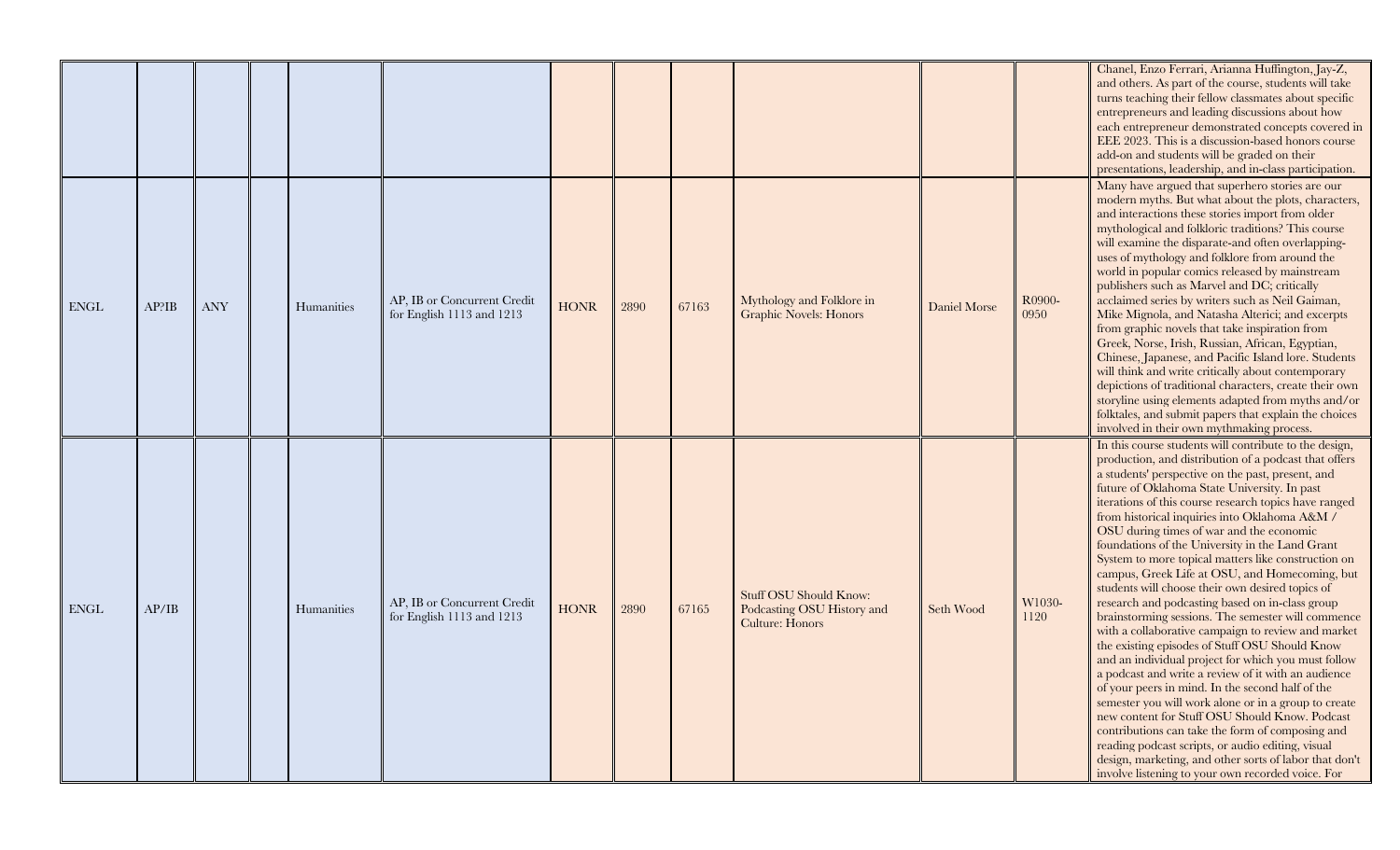| | | | | | | | | | | | | |
|---|---|---|---|---|---|---|---|---|---|---|---|---|
| | | | | | | | | | | | | Chanel, Enzo Ferrari, Arianna Huffington, Jay-Z, and others. As part of the course, students will take turns teaching their fellow classmates about specific entrepreneurs and leading discussions about how each entrepreneur demonstrated concepts covered in EEE 2023. This is a discussion-based honors course add-on and students will be graded on their presentations, leadership, and in-class participation. |
| ENGL | AP?IB | ANY | | Humanities | AP, IB or Concurrent Credit for English 1113 and 1213 | HONR | 2890 | 67163 | Mythology and Folklore in Graphic Novels: Honors | Daniel Morse | R0900-0950 | Many have argued that superhero stories are our modern myths. But what about the plots, characters, and interactions these stories import from older mythological and folkloric traditions? This course will examine the disparate-and often overlapping-uses of mythology and folklore from around the world in popular comics released by mainstream publishers such as Marvel and DC; critically acclaimed series by writers such as Neil Gaiman, Mike Mignola, and Natasha Alterici; and excerpts from graphic novels that take inspiration from Greek, Norse, Irish, Russian, African, Egyptian, Chinese, Japanese, and Pacific Island lore. Students will think and write critically about contemporary depictions of traditional characters, create their own storyline using elements adapted from myths and/or folktales, and submit papers that explain the choices involved in their own mythmaking process. |
| ENGL | AP/IB | | | Humanities | AP, IB or Concurrent Credit for English 1113 and 1213 | HONR | 2890 | 67165 | Stuff OSU Should Know: Podcasting OSU History and Culture: Honors | Seth Wood | W1030-1120 | In this course students will contribute to the design, production, and distribution of a podcast that offers a students' perspective on the past, present, and future of Oklahoma State University. In past iterations of this course research topics have ranged from historical inquiries into Oklahoma A&M / OSU during times of war and the economic foundations of the University in the Land Grant System to more topical matters like construction on campus, Greek Life at OSU, and Homecoming, but students will choose their own desired topics of research and podcasting based on in-class group brainstorming sessions. The semester will commence with a collaborative campaign to review and market the existing episodes of Stuff OSU Should Know and an individual project for which you must follow a podcast and write a review of it with an audience of your peers in mind. In the second half of the semester you will work alone or in a group to create new content for Stuff OSU Should Know. Podcast contributions can take the form of composing and reading podcast scripts, or audio editing, visual design, marketing, and other sorts of labor that don't involve listening to your own recorded voice. For |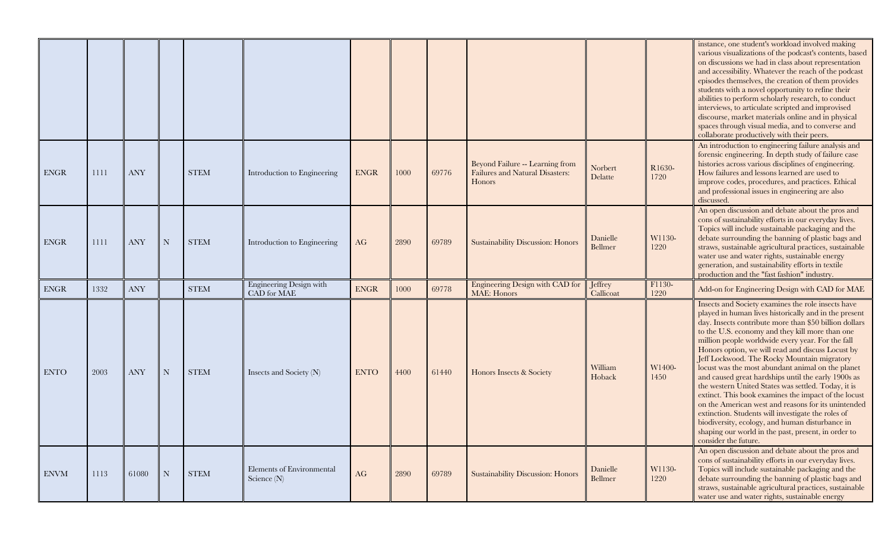| | | | | | | | | | | | | |
|---|---|---|---|---|---|---|---|---|---|---|---|---|
| | | | | | | | | | | | | instance, one student's workload involved making various visualizations of the podcast's contents, based on discussions we had in class about representation and accessibility. Whatever the reach of the podcast episodes themselves, the creation of them provides students with a novel opportunity to refine their abilities to perform scholarly research, to conduct interviews, to articulate scripted and improvised discourse, market materials online and in physical spaces through visual media, and to converse and collaborate productively with their peers. |
| ENGR | 1111 | ANY | | STEM | Introduction to Engineering | ENGR | 1000 | 69776 | Beyond Failure -- Learning from Failures and Natural Disasters: Honors | Norbert Delatte | R1630-1720 | An introduction to engineering failure analysis and forensic engineering. In depth study of failure case histories across various disciplines of engineering. How failures and lessons learned are used to improve codes, procedures, and practices. Ethical and professional issues in engineering are also discussed. |
| ENGR | 1111 | ANY | N | STEM | Introduction to Engineering | AG | 2890 | 69789 | Sustainability Discussion: Honors | Danielle Bellmer | W1130-1220 | An open discussion and debate about the pros and cons of sustainability efforts in our everyday lives. Topics will include sustainable packaging and the debate surrounding the banning of plastic bags and straws, sustainable agricultural practices, sustainable water use and water rights, sustainable energy generation, and sustainability efforts in textile production and the "fast fashion" industry. |
| ENGR | 1332 | ANY | | STEM | Engineering Design with CAD for MAE | ENGR | 1000 | 69778 | Engineering Design with CAD for MAE: Honors | Jeffrey Callicoat | F1130-1220 | Add-on for Engineering Design with CAD for MAE |
| ENTO | 2003 | ANY | N | STEM | Insects and Society (N) | ENTO | 4400 | 61440 | Honors Insects & Society | William Hoback | W1400-1450 | Insects and Society examines the role insects have played in human lives historically and in the present day. Insects contribute more than $50 billion dollars to the U.S. economy and they kill more than one million people worldwide every year. For the fall Honors option, we will read and discuss Locust by Jeff Lockwood. The Rocky Mountain migratory locust was the most abundant animal on the planet and caused great hardships until the early 1900s as the western United States was settled. Today, it is extinct. This book examines the impact of the locust on the American west and reasons for its unintended extinction. Students will investigate the roles of biodiversity, ecology, and human disturbance in shaping our world in the past, present, in order to consider the future. |
| ENVM | 1113 | 61080 | N | STEM | Elements of Environmental Science (N) | AG | 2890 | 69789 | Sustainability Discussion: Honors | Danielle Bellmer | W1130-1220 | An open discussion and debate about the pros and cons of sustainability efforts in our everyday lives. Topics will include sustainable packaging and the debate surrounding the banning of plastic bags and straws, sustainable agricultural practices, sustainable water use and water rights, sustainable energy |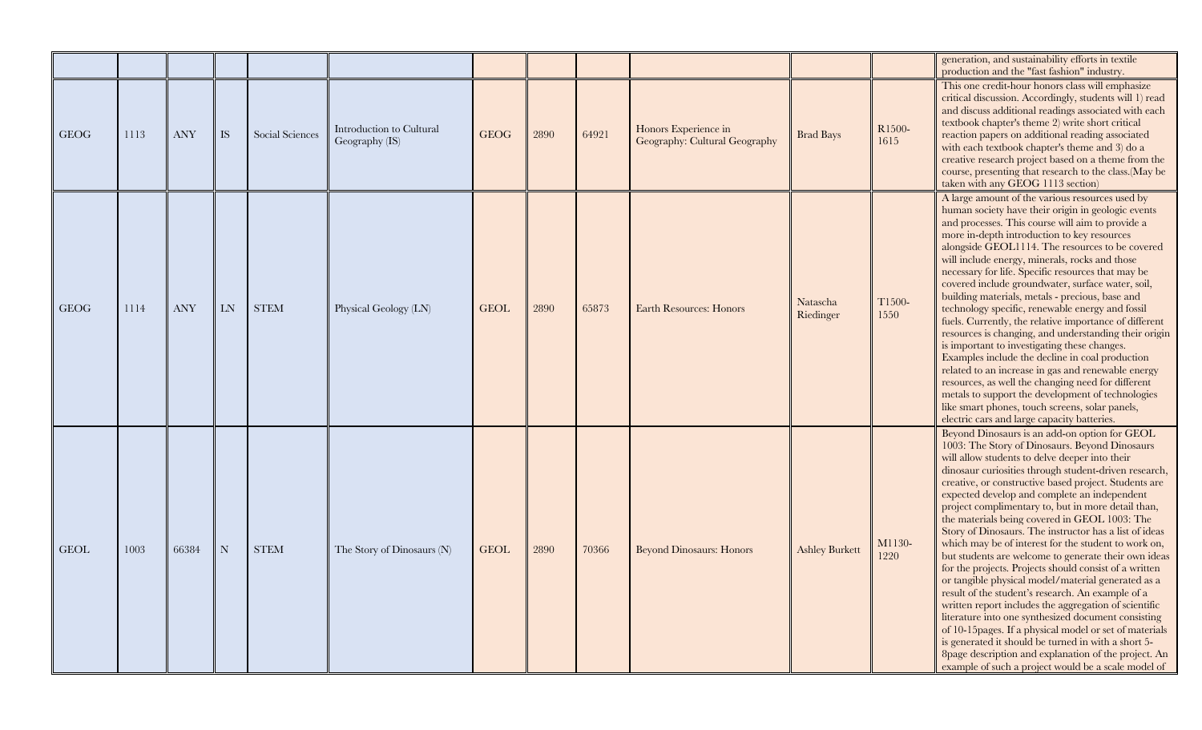| | | | | | | | | | | | | |
|---|---|---|---|---|---|---|---|---|---|---|---|---|
| | | | | | | | | | | | | generation, and sustainability efforts in textile production and the "fast fashion" industry. |
| GEOG | 1113 | ANY | IS | Social Sciences | Introduction to Cultural Geography (IS) | GEOG | 2890 | 64921 | Honors Experience in Geography: Cultural Geography | Brad Bays | R1500-1615 | This one credit-hour honors class will emphasize critical discussion. Accordingly, students will 1) read and discuss additional readings associated with each textbook chapter's theme 2) write short critical reaction papers on additional reading associated with each textbook chapter's theme and 3) do a creative research project based on a theme from the course, presenting that research to the class.(May be taken with any GEOG 1113 section) |
| GEOG | 1114 | ANY | LN | STEM | Physical Geology (LN) | GEOL | 2890 | 65873 | Earth Resources: Honors | Natascha Riedinger | T1500-1550 | A large amount of the various resources used by human society have their origin in geologic events and processes. This course will aim to provide a more in-depth introduction to key resources alongside GEOL1114. The resources to be covered will include energy, minerals, rocks and those necessary for life. Specific resources that may be covered include groundwater, surface water, soil, building materials, metals - precious, base and technology specific, renewable energy and fossil fuels. Currently, the relative importance of different resources is changing, and understanding their origin is important to investigating these changes. Examples include the decline in coal production related to an increase in gas and renewable energy resources, as well the changing need for different metals to support the development of technologies like smart phones, touch screens, solar panels, electric cars and large capacity batteries. |
| GEOL | 1003 | 66384 | N | STEM | The Story of Dinosaurs (N) | GEOL | 2890 | 70366 | Beyond Dinosaurs: Honors | Ashley Burkett | M1130-1220 | Beyond Dinosaurs is an add-on option for GEOL 1003: The Story of Dinosaurs. Beyond Dinosaurs will allow students to delve deeper into their dinosaur curiosities through student-driven research, creative, or constructive based project. Students are expected develop and complete an independent project complimentary to, but in more detail than, the materials being covered in GEOL 1003: The Story of Dinosaurs. The instructor has a list of ideas which may be of interest for the student to work on, but students are welcome to generate their own ideas for the projects. Projects should consist of a written or tangible physical model/material generated as a result of the student's research. An example of a written report includes the aggregation of scientific literature into one synthesized document consisting of 10-15pages. If a physical model or set of materials is generated it should be turned in with a short 5-8page description and explanation of the project. An example of such a project would be a scale model of |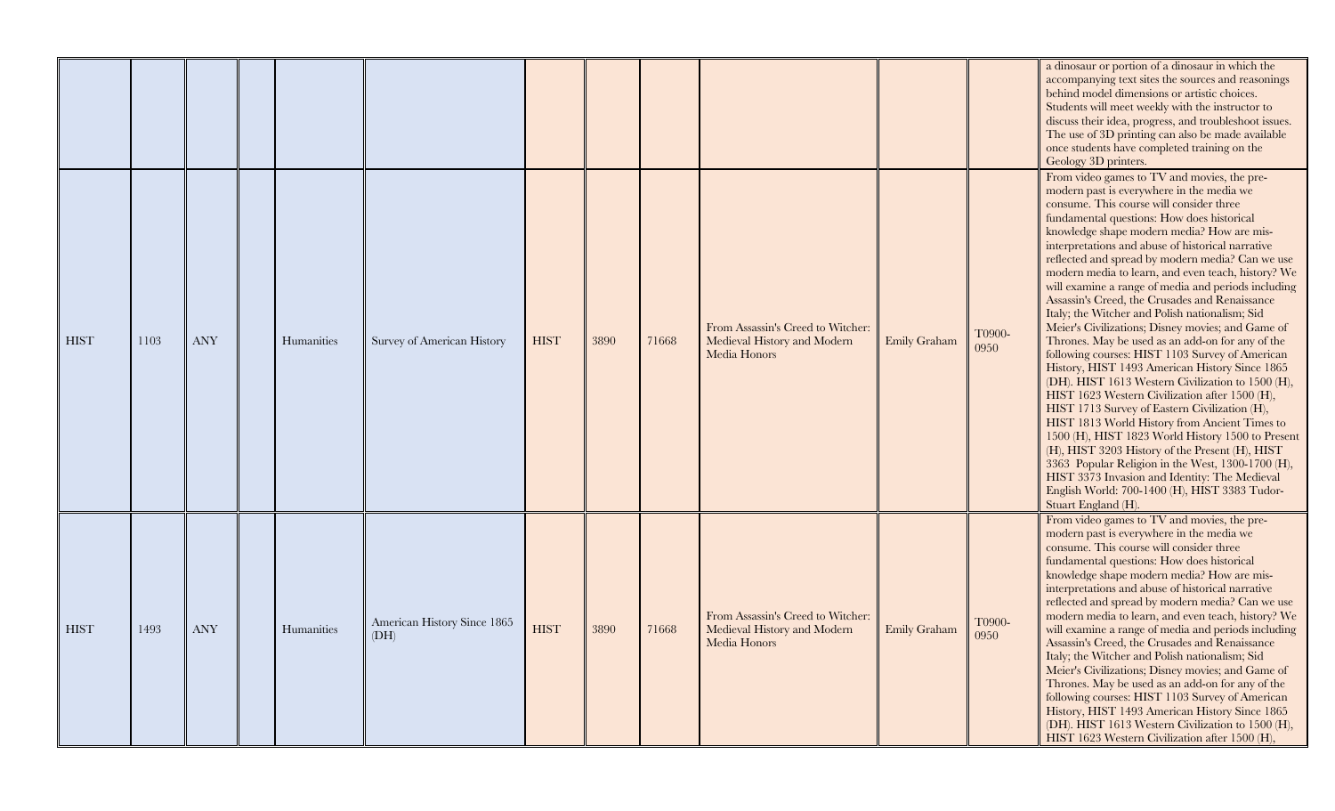| | | | | | | | | | | | | |
|---|---|---|---|---|---|---|---|---|---|---|---|---|
| | | | | | | | | | | | | a dinosaur or portion of a dinosaur in which the accompanying text sites the sources and reasonings behind model dimensions or artistic choices. Students will meet weekly with the instructor to discuss their idea, progress, and troubleshoot issues. The use of 3D printing can also be made available once students have completed training on the Geology 3D printers. |
| HIST | 1103 | ANY | | Humanities | Survey of American History | HIST | 3890 | 71668 | From Assassin's Creed to Witcher: Medieval History and Modern Media Honors | Emily Graham | T0900-0950 | From video games to TV and movies, the pre-modern past is everywhere in the media we consume. This course will consider three fundamental questions: How does historical knowledge shape modern media? How are mis-interpretations and abuse of historical narrative reflected and spread by modern media? Can we use modern media to learn, and even teach, history? We will examine a range of media and periods including Assassin's Creed, the Crusades and Renaissance Italy; the Witcher and Polish nationalism; Sid Meier's Civilizations; Disney movies; and Game of Thrones. May be used as an add-on for any of the following courses: HIST 1103 Survey of American History, HIST 1493 American History Since 1865 (DH). HIST 1613 Western Civilization to 1500 (H), HIST 1623 Western Civilization after 1500 (H), HIST 1713 Survey of Eastern Civilization (H), HIST 1813 World History from Ancient Times to 1500 (H), HIST 1823 World History 1500 to Present (H), HIST 3203 History of the Present (H), HIST 3363 Popular Religion in the West, 1300-1700 (H), HIST 3373 Invasion and Identity: The Medieval English World: 700-1400 (H), HIST 3383 Tudor-Stuart England (H). |
| HIST | 1493 | ANY | | Humanities | American History Since 1865 (DH) | HIST | 3890 | 71668 | From Assassin's Creed to Witcher: Medieval History and Modern Media Honors | Emily Graham | T0900-0950 | From video games to TV and movies, the pre-modern past is everywhere in the media we consume. This course will consider three fundamental questions: How does historical knowledge shape modern media? How are mis-interpretations and abuse of historical narrative reflected and spread by modern media? Can we use modern media to learn, and even teach, history? We will examine a range of media and periods including Assassin's Creed, the Crusades and Renaissance Italy; the Witcher and Polish nationalism; Sid Meier's Civilizations; Disney movies; and Game of Thrones. May be used as an add-on for any of the following courses: HIST 1103 Survey of American History, HIST 1493 American History Since 1865 (DH). HIST 1613 Western Civilization to 1500 (H), HIST 1623 Western Civilization after 1500 (H), |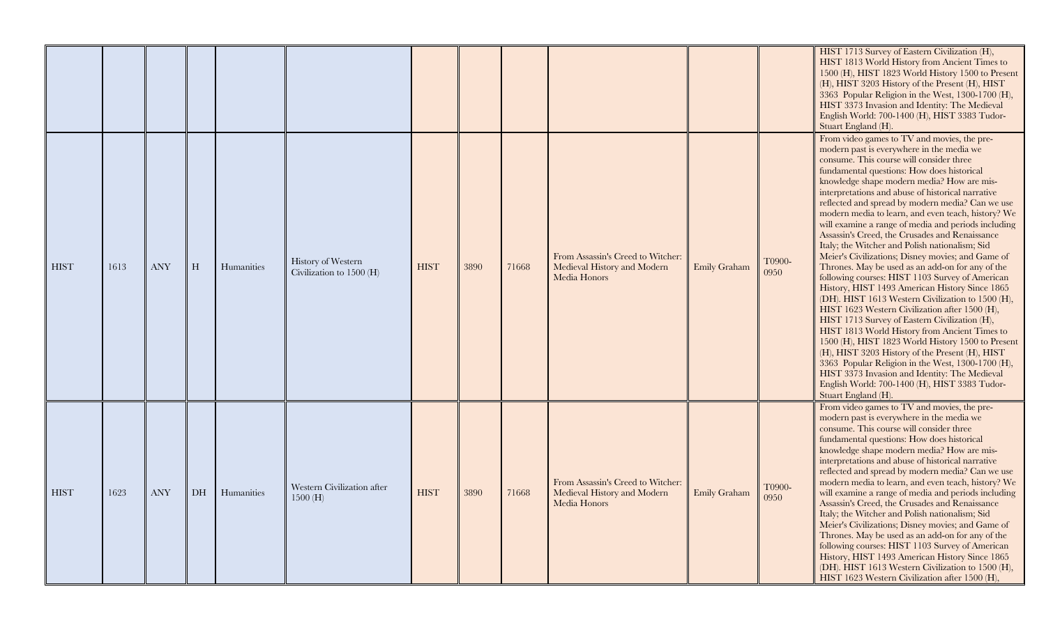|  |  |  |  |  |  |  |  |  |  |  |  |  |
|---|---|---|---|---|---|---|---|---|---|---|---|---|
|  |  |  |  |  |  |  |  |  |  |  |  | HIST 1713 Survey of Eastern Civilization (H), HIST 1813 World History from Ancient Times to 1500 (H), HIST 1823 World History 1500 to Present (H), HIST 3203 History of the Present (H), HIST 3363 Popular Religion in the West, 1300-1700 (H), HIST 3373 Invasion and Identity: The Medieval English World: 700-1400 (H), HIST 3383 Tudor-Stuart England (H). |
| HIST | 1613 | ANY | H | Humanities | History of Western Civilization to 1500 (H) | HIST | 3890 | 71668 | From Assassin's Creed to Witcher: Medieval History and Modern Media Honors | Emily Graham | T0900-0950 | From video games to TV and movies, the pre-modern past is everywhere in the media we consume. This course will consider three fundamental questions: How does historical knowledge shape modern media? How are mis-interpretations and abuse of historical narrative reflected and spread by modern media? Can we use modern media to learn, and even teach, history? We will examine a range of media and periods including Assassin's Creed, the Crusades and Renaissance Italy; the Witcher and Polish nationalism; Sid Meier's Civilizations; Disney movies; and Game of Thrones. May be used as an add-on for any of the following courses: HIST 1103 Survey of American History, HIST 1493 American History Since 1865 (DH). HIST 1613 Western Civilization to 1500 (H), HIST 1623 Western Civilization after 1500 (H), HIST 1713 Survey of Eastern Civilization (H), HIST 1813 World History from Ancient Times to 1500 (H), HIST 1823 World History 1500 to Present (H), HIST 3203 History of the Present (H), HIST 3363 Popular Religion in the West, 1300-1700 (H), HIST 3373 Invasion and Identity: The Medieval English World: 700-1400 (H), HIST 3383 Tudor-Stuart England (H). |
| HIST | 1623 | ANY | DH | Humanities | Western Civilization after 1500 (H) | HIST | 3890 | 71668 | From Assassin's Creed to Witcher: Medieval History and Modern Media Honors | Emily Graham | T0900-0950 | From video games to TV and movies, the pre-modern past is everywhere in the media we consume. This course will consider three fundamental questions: How does historical knowledge shape modern media? How are mis-interpretations and abuse of historical narrative reflected and spread by modern media? Can we use modern media to learn, and even teach, history? We will examine a range of media and periods including Assassin's Creed, the Crusades and Renaissance Italy; the Witcher and Polish nationalism; Sid Meier's Civilizations; Disney movies; and Game of Thrones. May be used as an add-on for any of the following courses: HIST 1103 Survey of American History, HIST 1493 American History Since 1865 (DH). HIST 1613 Western Civilization to 1500 (H), HIST 1623 Western Civilization after 1500 (H), |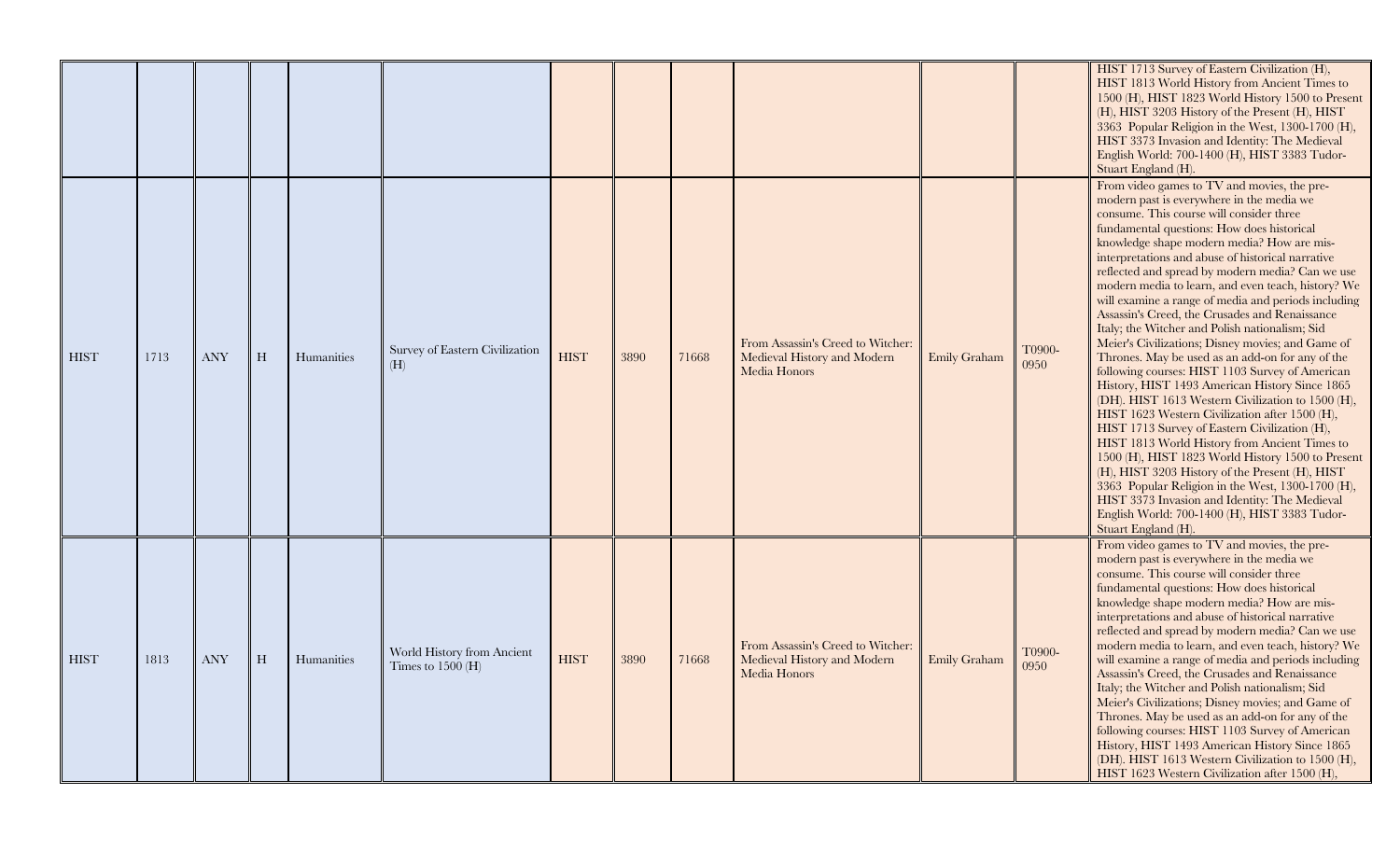| | | | | | | | | | | | | |
|---|---|---|---|---|---|---|---|---|---|---|---|---|
| | | | | | | | | | | | | HIST 1713 Survey of Eastern Civilization (H), HIST 1813 World History from Ancient Times to 1500 (H), HIST 1823 World History 1500 to Present (H), HIST 3203 History of the Present (H), HIST 3363 Popular Religion in the West, 1300-1700 (H), HIST 3373 Invasion and Identity: The Medieval English World: 700-1400 (H), HIST 3383 Tudor-Stuart England (H). |
| HIST | 1713 | ANY | H | Humanities | Survey of Eastern Civilization (H) | HIST | 3890 | 71668 | From Assassin's Creed to Witcher: Medieval History and Modern Media Honors | Emily Graham | T0900-0950 | From video games to TV and movies, the pre-modern past is everywhere in the media we consume. This course will consider three fundamental questions: How does historical knowledge shape modern media? How are mis-interpretations and abuse of historical narrative reflected and spread by modern media? Can we use modern media to learn, and even teach, history? We will examine a range of media and periods including Assassin's Creed, the Crusades and Renaissance Italy; the Witcher and Polish nationalism; Sid Meier's Civilizations; Disney movies; and Game of Thrones. May be used as an add-on for any of the following courses: HIST 1103 Survey of American History, HIST 1493 American History Since 1865 (DH). HIST 1613 Western Civilization to 1500 (H), HIST 1623 Western Civilization after 1500 (H), HIST 1713 Survey of Eastern Civilization (H), HIST 1813 World History from Ancient Times to 1500 (H), HIST 1823 World History 1500 to Present (H), HIST 3203 History of the Present (H), HIST 3363 Popular Religion in the West, 1300-1700 (H), HIST 3373 Invasion and Identity: The Medieval English World: 700-1400 (H), HIST 3383 Tudor-Stuart England (H). |
| HIST | 1813 | ANY | H | Humanities | World History from Ancient Times to 1500 (H) | HIST | 3890 | 71668 | From Assassin's Creed to Witcher: Medieval History and Modern Media Honors | Emily Graham | T0900-0950 | From video games to TV and movies, the pre-modern past is everywhere in the media we consume. This course will consider three fundamental questions: How does historical knowledge shape modern media? How are mis-interpretations and abuse of historical narrative reflected and spread by modern media? Can we use modern media to learn, and even teach, history? We will examine a range of media and periods including Assassin's Creed, the Crusades and Renaissance Italy; the Witcher and Polish nationalism; Sid Meier's Civilizations; Disney movies; and Game of Thrones. May be used as an add-on for any of the following courses: HIST 1103 Survey of American History, HIST 1493 American History Since 1865 (DH). HIST 1613 Western Civilization to 1500 (H), HIST 1623 Western Civilization after 1500 (H), |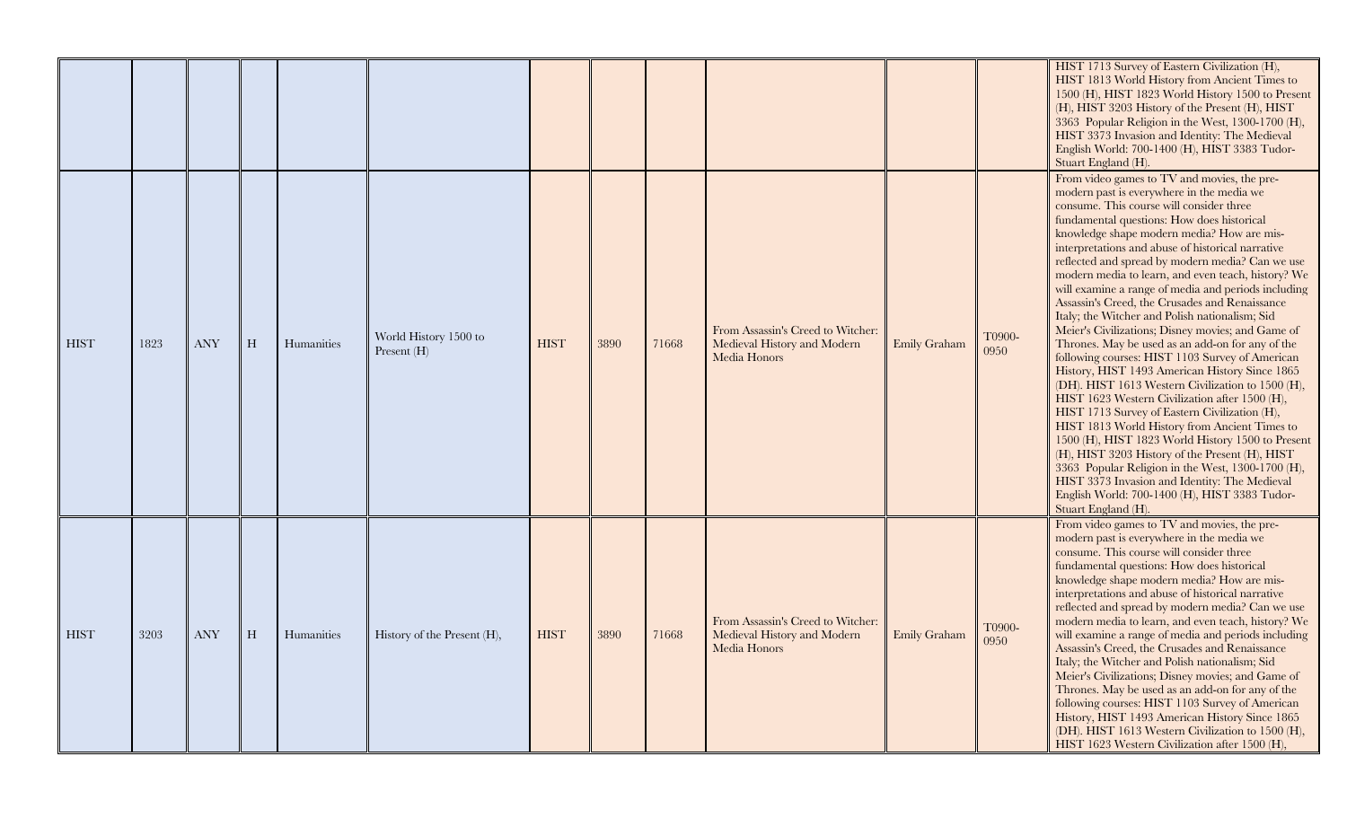| | | | | | | | | | | | | |
|---|---|---|---|---|---|---|---|---|---|---|---|---|
| | | | | | | | | | | | | HIST 1713 Survey of Eastern Civilization (H), HIST 1813 World History from Ancient Times to 1500 (H), HIST 1823 World History 1500 to Present (H), HIST 3203 History of the Present (H), HIST 3363 Popular Religion in the West, 1300-1700 (H), HIST 3373 Invasion and Identity: The Medieval English World: 700-1400 (H), HIST 3383 Tudor-Stuart England (H). |
| HIST | 1823 | ANY | H | Humanities | World History 1500 to Present (H) | HIST | 3890 | 71668 | From Assassin's Creed to Witcher: Medieval History and Modern Media Honors | Emily Graham | T0900-0950 | From video games to TV and movies, the pre-modern past is everywhere in the media we consume. This course will consider three fundamental questions: How does historical knowledge shape modern media? How are mis-interpretations and abuse of historical narrative reflected and spread by modern media? Can we use modern media to learn, and even teach, history? We will examine a range of media and periods including Assassin's Creed, the Crusades and Renaissance Italy; the Witcher and Polish nationalism; Sid Meier's Civilizations; Disney movies; and Game of Thrones. May be used as an add-on for any of the following courses: HIST 1103 Survey of American History, HIST 1493 American History Since 1865 (DH). HIST 1613 Western Civilization to 1500 (H), HIST 1623 Western Civilization after 1500 (H), HIST 1713 Survey of Eastern Civilization (H), HIST 1813 World History from Ancient Times to 1500 (H), HIST 1823 World History 1500 to Present (H), HIST 3203 History of the Present (H), HIST 3363 Popular Religion in the West, 1300-1700 (H), HIST 3373 Invasion and Identity: The Medieval English World: 700-1400 (H), HIST 3383 Tudor-Stuart England (H). |
| HIST | 3203 | ANY | H | Humanities | History of the Present (H), | HIST | 3890 | 71668 | From Assassin's Creed to Witcher: Medieval History and Modern Media Honors | Emily Graham | T0900-0950 | From video games to TV and movies, the pre-modern past is everywhere in the media we consume. This course will consider three fundamental questions: How does historical knowledge shape modern media? How are mis-interpretations and abuse of historical narrative reflected and spread by modern media? Can we use modern media to learn, and even teach, history? We will examine a range of media and periods including Assassin's Creed, the Crusades and Renaissance Italy; the Witcher and Polish nationalism; Sid Meier's Civilizations; Disney movies; and Game of Thrones. May be used as an add-on for any of the following courses: HIST 1103 Survey of American History, HIST 1493 American History Since 1865 (DH). HIST 1613 Western Civilization to 1500 (H), HIST 1623 Western Civilization after 1500 (H), |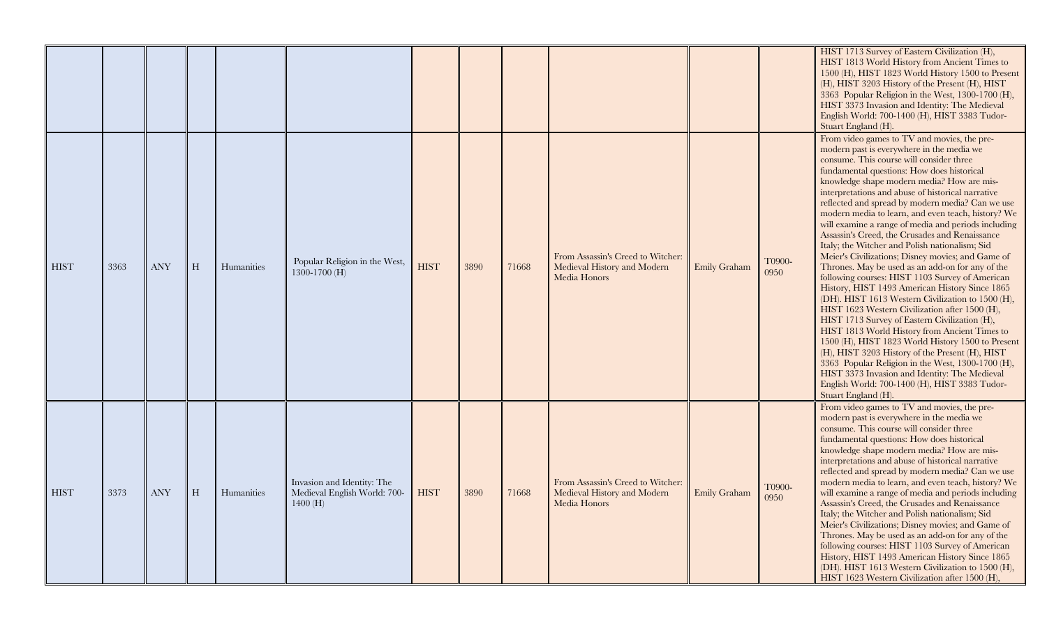| | | | | | | | | | | | | |
|---|---|---|---|---|---|---|---|---|---|---|---|---|
| | | | | | | | | | | | | HIST 1713 Survey of Eastern Civilization (H), HIST 1813 World History from Ancient Times to 1500 (H), HIST 1823 World History 1500 to Present (H), HIST 3203 History of the Present (H), HIST 3363 Popular Religion in the West, 1300-1700 (H), HIST 3373 Invasion and Identity: The Medieval English World: 700-1400 (H), HIST 3383 Tudor-Stuart England (H). |
| HIST | 3363 | ANY | H | Humanities | Popular Religion in the West, 1300-1700 (H) | HIST | 3890 | 71668 | From Assassin's Creed to Witcher: Medieval History and Modern Media Honors | Emily Graham | T0900-0950 | From video games to TV and movies, the pre-modern past is everywhere in the media we consume. This course will consider three fundamental questions: How does historical knowledge shape modern media? How are mis-interpretations and abuse of historical narrative reflected and spread by modern media? Can we use modern media to learn, and even teach, history? We will examine a range of media and periods including Assassin's Creed, the Crusades and Renaissance Italy; the Witcher and Polish nationalism; Sid Meier's Civilizations; Disney movies; and Game of Thrones. May be used as an add-on for any of the following courses: HIST 1103 Survey of American History, HIST 1493 American History Since 1865 (DH). HIST 1613 Western Civilization to 1500 (H), HIST 1623 Western Civilization after 1500 (H), HIST 1713 Survey of Eastern Civilization (H), HIST 1813 World History from Ancient Times to 1500 (H), HIST 1823 World History 1500 to Present (H), HIST 3203 History of the Present (H), HIST 3363 Popular Religion in the West, 1300-1700 (H), HIST 3373 Invasion and Identity: The Medieval English World: 700-1400 (H), HIST 3383 Tudor-Stuart England (H). |
| HIST | 3373 | ANY | H | Humanities | Invasion and Identity: The Medieval English World: 700-1400 (H) | HIST | 3890 | 71668 | From Assassin's Creed to Witcher: Medieval History and Modern Media Honors | Emily Graham | T0900-0950 | From video games to TV and movies, the pre-modern past is everywhere in the media we consume. This course will consider three fundamental questions: How does historical knowledge shape modern media? How are mis-interpretations and abuse of historical narrative reflected and spread by modern media? Can we use modern media to learn, and even teach, history? We will examine a range of media and periods including Assassin's Creed, the Crusades and Renaissance Italy; the Witcher and Polish nationalism; Sid Meier's Civilizations; Disney movies; and Game of Thrones. May be used as an add-on for any of the following courses: HIST 1103 Survey of American History, HIST 1493 American History Since 1865 (DH). HIST 1613 Western Civilization to 1500 (H), HIST 1623 Western Civilization after 1500 (H), |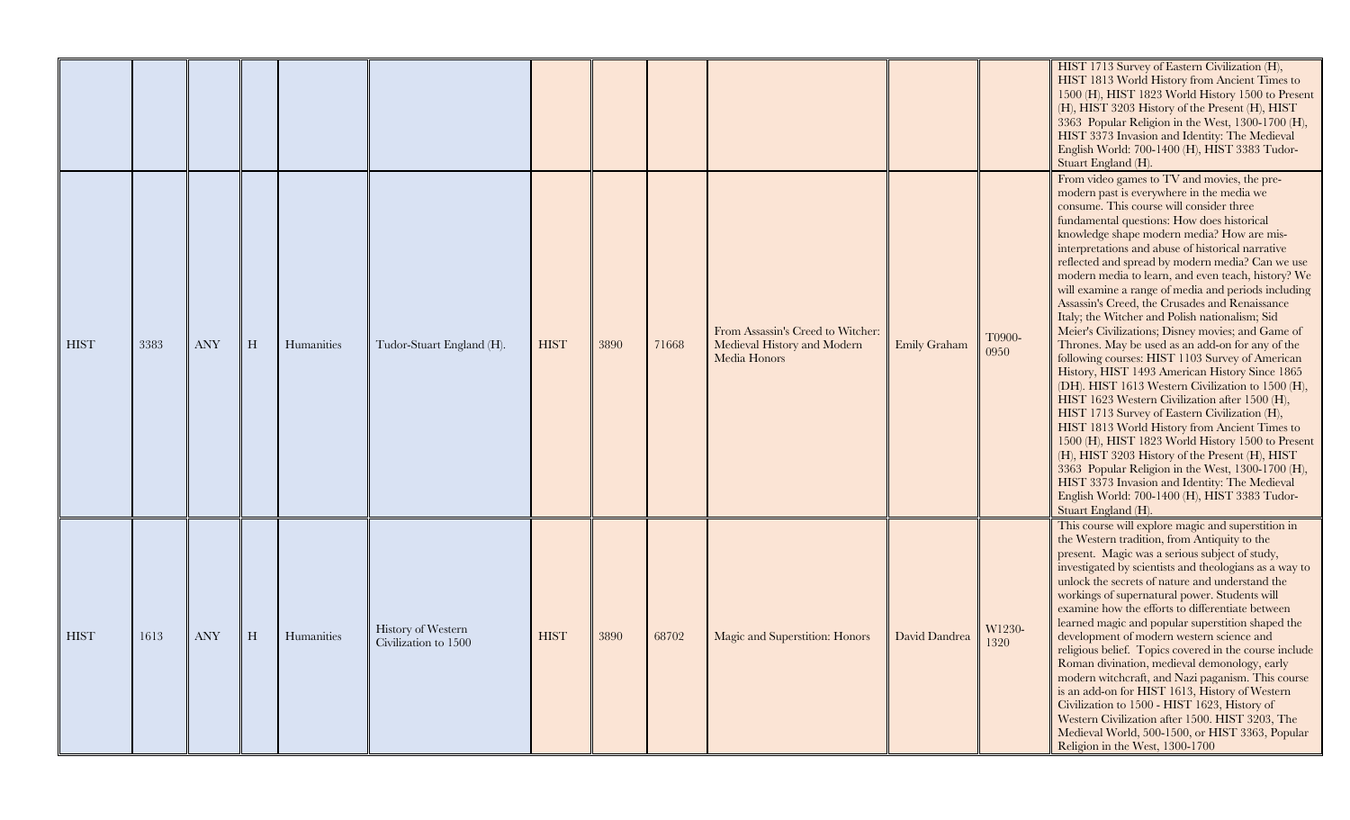| | | | | | | | | | | | | |
|---|---|---|---|---|---|---|---|---|---|---|---|---|
| | | | | | | | | | | | | HIST 1713 Survey of Eastern Civilization (H), HIST 1813 World History from Ancient Times to 1500 (H), HIST 1823 World History 1500 to Present (H), HIST 3203 History of the Present (H), HIST 3363 Popular Religion in the West, 1300-1700 (H), HIST 3373 Invasion and Identity: The Medieval English World: 700-1400 (H), HIST 3383 Tudor-Stuart England (H). |
| HIST | 3383 | ANY | H | Humanities | Tudor-Stuart England (H). | HIST | 3890 | 71668 | From Assassin's Creed to Witcher: Medieval History and Modern Media Honors | Emily Graham | T0900-0950 | From video games to TV and movies, the pre-modern past is everywhere in the media we consume. This course will consider three fundamental questions: How does historical knowledge shape modern media? How are mis-interpretations and abuse of historical narrative reflected and spread by modern media? Can we use modern media to learn, and even teach, history? We will examine a range of media and periods including Assassin's Creed, the Crusades and Renaissance Italy; the Witcher and Polish nationalism; Sid Meier's Civilizations; Disney movies; and Game of Thrones. May be used as an add-on for any of the following courses: HIST 1103 Survey of American History, HIST 1493 American History Since 1865 (DH). HIST 1613 Western Civilization to 1500 (H), HIST 1623 Western Civilization after 1500 (H), HIST 1713 Survey of Eastern Civilization (H), HIST 1813 World History from Ancient Times to 1500 (H), HIST 1823 World History 1500 to Present (H), HIST 3203 History of the Present (H), HIST 3363 Popular Religion in the West, 1300-1700 (H), HIST 3373 Invasion and Identity: The Medieval English World: 700-1400 (H), HIST 3383 Tudor-Stuart England (H). |
| HIST | 1613 | ANY | H | Humanities | History of Western Civilization to 1500 | HIST | 3890 | 68702 | Magic and Superstition: Honors | David Dandrea | W1230-1320 | This course will explore magic and superstition in the Western tradition, from Antiquity to the present. Magic was a serious subject of study, investigated by scientists and theologians as a way to unlock the secrets of nature and understand the workings of supernatural power. Students will examine how the efforts to differentiate between learned magic and popular superstition shaped the development of modern western science and religious belief. Topics covered in the course include Roman divination, medieval demonology, early modern witchcraft, and Nazi paganism. This course is an add-on for HIST 1613, History of Western Civilization to 1500 - HIST 1623, History of Western Civilization after 1500. HIST 3203, The Medieval World, 500-1500, or HIST 3363, Popular Religion in the West, 1300-1700 |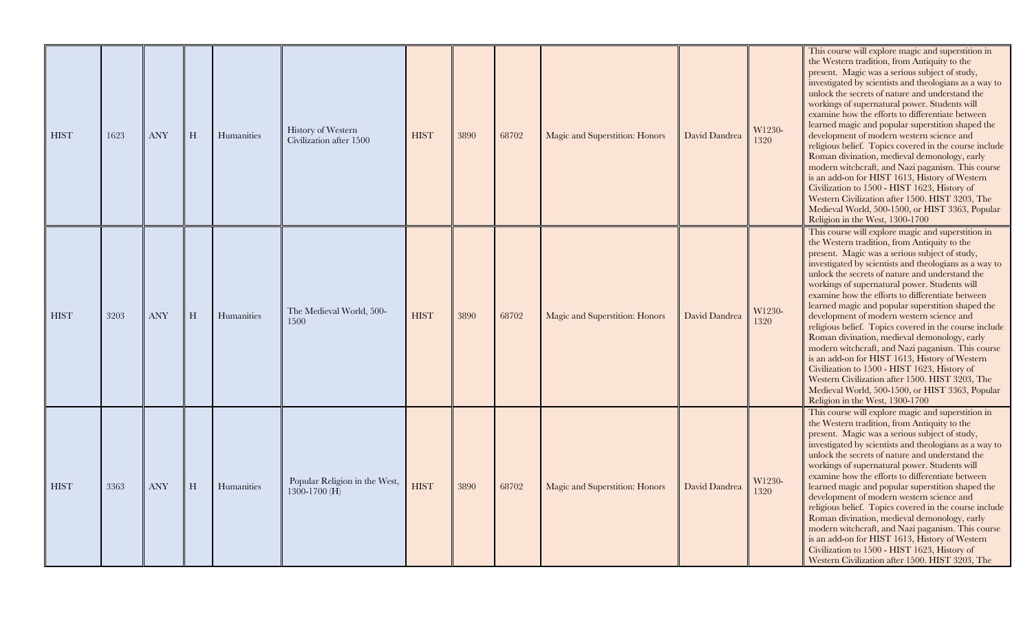| HIST | 1623 | ANY | H | Humanities | History of Western Civilization after 1500 | HIST | 3890 | 68702 | Magic and Superstition: Honors | David Dandrea | W1230-1320 | This course will explore magic and superstition in the Western tradition, from Antiquity to the present. Magic was a serious subject of study, investigated by scientists and theologians as a way to unlock the secrets of nature and understand the workings of supernatural power. Students will examine how the efforts to differentiate between learned magic and popular superstition shaped the development of modern western science and religious belief. Topics covered in the course include Roman divination, medieval demonology, early modern witchcraft, and Nazi paganism. This course is an add-on for HIST 1613, History of Western Civilization to 1500 - HIST 1623, History of Western Civilization after 1500. HIST 3203, The Medieval World, 500-1500, or HIST 3363, Popular Religion in the West, 1300-1700 |
|---|---|---|---|---|---|---|---|---|---|---|---|---|
| HIST | 3203 | ANY | H | Humanities | The Medieval World, 500-1500 | HIST | 3890 | 68702 | Magic and Superstition: Honors | David Dandrea | W1230-1320 | This course will explore magic and superstition in the Western tradition, from Antiquity to the present. Magic was a serious subject of study, investigated by scientists and theologians as a way to unlock the secrets of nature and understand the workings of supernatural power. Students will examine how the efforts to differentiate between learned magic and popular superstition shaped the development of modern western science and religious belief. Topics covered in the course include Roman divination, medieval demonology, early modern witchcraft, and Nazi paganism. This course is an add-on for HIST 1613, History of Western Civilization to 1500 - HIST 1623, History of Western Civilization after 1500. HIST 3203, The Medieval World, 500-1500, or HIST 3363, Popular Religion in the West, 1300-1700 |
| HIST | 3363 | ANY | H | Humanities | Popular Religion in the West, 1300-1700 (H) | HIST | 3890 | 68702 | Magic and Superstition: Honors | David Dandrea | W1230-1320 | This course will explore magic and superstition in the Western tradition, from Antiquity to the present. Magic was a serious subject of study, investigated by scientists and theologians as a way to unlock the secrets of nature and understand the workings of supernatural power. Students will examine how the efforts to differentiate between learned magic and popular superstition shaped the development of modern western science and religious belief. Topics covered in the course include Roman divination, medieval demonology, early modern witchcraft, and Nazi paganism. This course is an add-on for HIST 1613, History of Western Civilization to 1500 - HIST 1623, History of Western Civilization after 1500. HIST 3203, The |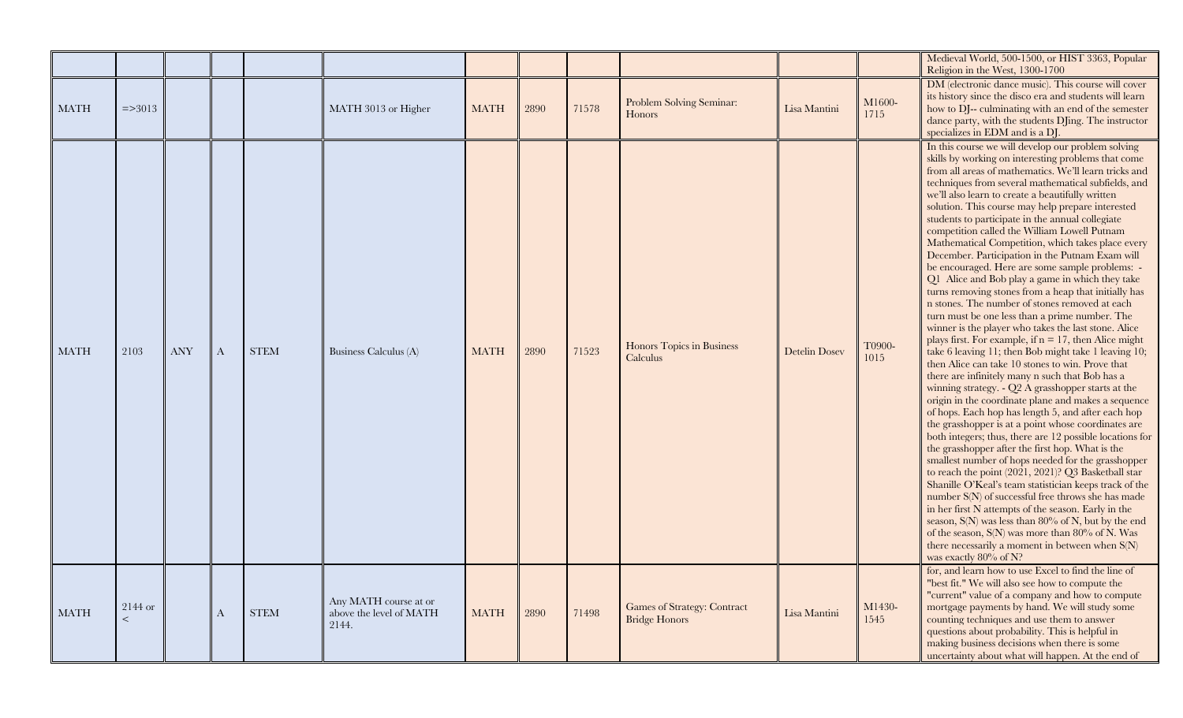| | | | | | | | | | | | | |
|---|---|---|---|---|---|---|---|---|---|---|---|---|
| | | | | | | | | | | | | Medieval World, 500-1500, or HIST 3363, Popular Religion in the West, 1300-1700 |
| MATH | =>3013 | | | | MATH 3013 or Higher | MATH | 2890 | 71578 | Problem Solving Seminar: Honors | Lisa Mantini | M1600-1715 | DM (electronic dance music). This course will cover its history since the disco era and students will learn how to DJ-- culminating with an end of the semester dance party, with the students DJing. The instructor specializes in EDM and is a DJ. |
| MATH | 2103 | ANY | A | STEM | Business Calculus (A) | MATH | 2890 | 71523 | Honors Topics in Business Calculus | Detelin Dosev | T0900-1015 | In this course we will develop our problem solving skills by working on interesting problems that come from all areas of mathematics. We'll learn tricks and techniques from several mathematical subfields, and we'll also learn to create a beautifully written solution. This course may help prepare interested students to participate in the annual collegiate competition called the William Lowell Putnam Mathematical Competition, which takes place every December. Participation in the Putnam Exam will be encouraged. Here are some sample problems: - Q1 Alice and Bob play a game in which they take turns removing stones from a heap that initially has n stones. The number of stones removed at each turn must be one less than a prime number. The winner is the player who takes the last stone. Alice plays first. For example, if n = 17, then Alice might take 6 leaving 11; then Bob might take 1 leaving 10; then Alice can take 10 stones to win. Prove that there are infinitely many n such that Bob has a winning strategy. - Q2 A grasshopper starts at the origin in the coordinate plane and makes a sequence of hops. Each hop has length 5, and after each hop the grasshopper is at a point whose coordinates are both integers; thus, there are 12 possible locations for the grasshopper after the first hop. What is the smallest number of hops needed for the grasshopper to reach the point (2021, 2021)? Q3 Basketball star Shanille O'Keal's team statistician keeps track of the number S(N) of successful free throws she has made in her first N attempts of the season. Early in the season, S(N) was less than 80% of N, but by the end of the season, S(N) was more than 80% of N. Was there necessarily a moment in between when S(N) was exactly 80% of N? |
| MATH | 2144 or < | | A | STEM | Any MATH course at or above the level of MATH 2144. | MATH | 2890 | 71498 | Games of Strategy: Contract Bridge Honors | Lisa Mantini | M1430-1545 | for, and learn how to use Excel to find the line of "best fit." We will also see how to compute the "current" value of a company and how to compute mortgage payments by hand. We will study some counting techniques and use them to answer questions about probability. This is helpful in making business decisions when there is some uncertainty about what will happen. At the end of |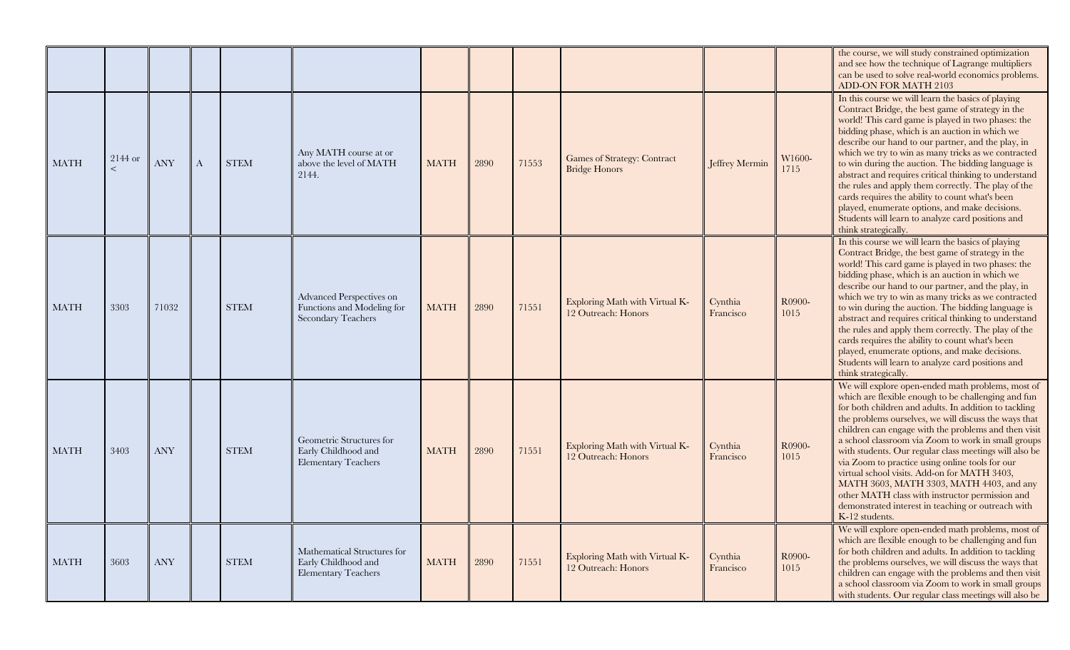| | | | | | | | | | | | | |
|---|---|---|---|---|---|---|---|---|---|---|---|---|
| | | | | | | | | | | | | the course, we will study constrained optimization and see how the technique of Lagrange multipliers can be used to solve real-world economics problems. ADD-ON FOR MATH 2103 |
| MATH | 2144 or < | ANY | A | STEM | Any MATH course at or above the level of MATH 2144. | MATH | 2890 | 71553 | Games of Strategy: Contract Bridge Honors | Jeffrey Mermin | W1600-1715 | In this course we will learn the basics of playing Contract Bridge, the best game of strategy in the world! This card game is played in two phases: the bidding phase, which is an auction in which we describe our hand to our partner, and the play, in which we try to win as many tricks as we contracted to win during the auction. The bidding language is abstract and requires critical thinking to understand the rules and apply them correctly. The play of the cards requires the ability to count what's been played, enumerate options, and make decisions. Students will learn to analyze card positions and think strategically. |
| MATH | 3303 | 71032 | | STEM | Advanced Perspectives on Functions and Modeling for Secondary Teachers | MATH | 2890 | 71551 | Exploring Math with Virtual K-12 Outreach: Honors | Cynthia Francisco | R0900-1015 | In this course we will learn the basics of playing Contract Bridge, the best game of strategy in the world! This card game is played in two phases: the bidding phase, which is an auction in which we describe our hand to our partner, and the play, in which we try to win as many tricks as we contracted to win during the auction. The bidding language is abstract and requires critical thinking to understand the rules and apply them correctly. The play of the cards requires the ability to count what's been played, enumerate options, and make decisions. Students will learn to analyze card positions and think strategically. |
| MATH | 3403 | ANY | | STEM | Geometric Structures for Early Childhood and Elementary Teachers | MATH | 2890 | 71551 | Exploring Math with Virtual K-12 Outreach: Honors | Cynthia Francisco | R0900-1015 | We will explore open-ended math problems, most of which are flexible enough to be challenging and fun for both children and adults. In addition to tackling the problems ourselves, we will discuss the ways that children can engage with the problems and then visit a school classroom via Zoom to work in small groups with students. Our regular class meetings will also be via Zoom to practice using online tools for our virtual school visits. Add-on for MATH 3403, MATH 3603, MATH 3303, MATH 4403, and any other MATH class with instructor permission and demonstrated interest in teaching or outreach with K-12 students. |
| MATH | 3603 | ANY | | STEM | Mathematical Structures for Early Childhood and Elementary Teachers | MATH | 2890 | 71551 | Exploring Math with Virtual K-12 Outreach: Honors | Cynthia Francisco | R0900-1015 | We will explore open-ended math problems, most of which are flexible enough to be challenging and fun for both children and adults. In addition to tackling the problems ourselves, we will discuss the ways that children can engage with the problems and then visit a school classroom via Zoom to work in small groups with students. Our regular class meetings will also be |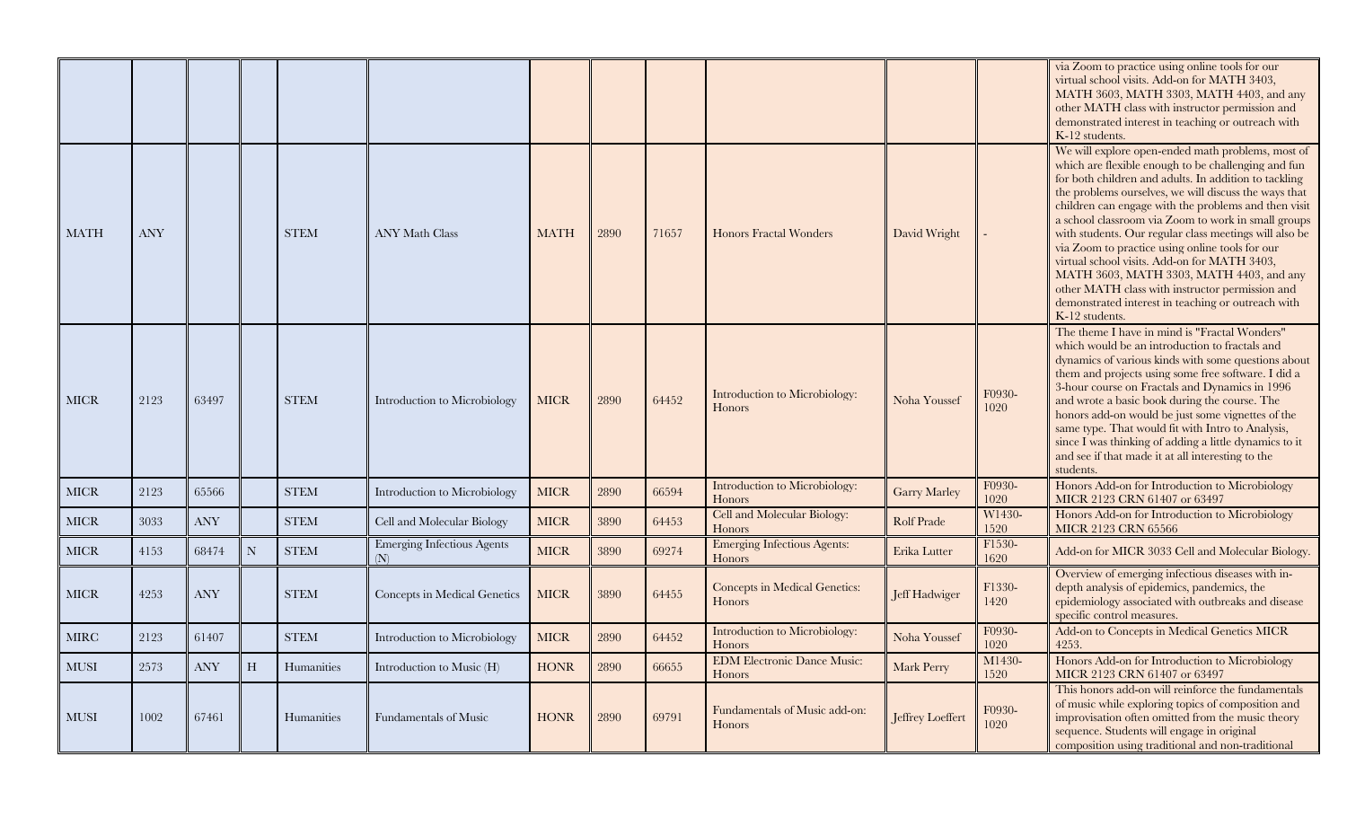| | | | | | | | | | | | | |
|---|---|---|---|---|---|---|---|---|---|---|---|---|
| | | | | | | | | | | | | via Zoom to practice using online tools for our virtual school visits. Add-on for MATH 3403, MATH 3603, MATH 3303, MATH 4403, and any other MATH class with instructor permission and demonstrated interest in teaching or outreach with K-12 students. |
| MATH | ANY | | | STEM | ANY Math Class | MATH | 2890 | 71657 | Honors Fractal Wonders | David Wright | - | We will explore open-ended math problems, most of which are flexible enough to be challenging and fun for both children and adults. In addition to tackling the problems ourselves, we will discuss the ways that children can engage with the problems and then visit a school classroom via Zoom to work in small groups with students. Our regular class meetings will also be via Zoom to practice using online tools for our virtual school visits. Add-on for MATH 3403, MATH 3603, MATH 3303, MATH 4403, and any other MATH class with instructor permission and demonstrated interest in teaching or outreach with K-12 students. |
| MICR | 2123 | 63497 | | STEM | Introduction to Microbiology | MICR | 2890 | 64452 | Introduction to Microbiology: Honors | Noha Youssef | F0930-1020 | The theme I have in mind is "Fractal Wonders" which would be an introduction to fractals and dynamics of various kinds with some questions about them and projects using some free software. I did a 3-hour course on Fractals and Dynamics in 1996 and wrote a basic book during the course. The honors add-on would be just some vignettes of the same type. That would fit with Intro to Analysis, since I was thinking of adding a little dynamics to it and see if that made it at all interesting to the students. |
| MICR | 2123 | 65566 | | STEM | Introduction to Microbiology | MICR | 2890 | 66594 | Introduction to Microbiology: Honors | Garry Marley | F0930-1020 | Honors Add-on for Introduction to Microbiology MICR 2123 CRN 61407 or 63497 |
| MICR | 3033 | ANY | | STEM | Cell and Molecular Biology | MICR | 3890 | 64453 | Cell and Molecular Biology: Honors | Rolf Prade | W1430-1520 | Honors Add-on for Introduction to Microbiology MICR 2123 CRN 65566 |
| MICR | 4153 | 68474 | N | STEM | Emerging Infectious Agents (N) | MICR | 3890 | 69274 | Emerging Infectious Agents: Honors | Erika Lutter | F1530-1620 | Add-on for MICR 3033 Cell and Molecular Biology. |
| MICR | 4253 | ANY | | STEM | Concepts in Medical Genetics | MICR | 3890 | 64455 | Concepts in Medical Genetics: Honors | Jeff Hadwiger | F1330-1420 | Overview of emerging infectious diseases with in-depth analysis of epidemics, pandemics, the epidemiology associated with outbreaks and disease specific control measures. |
| MIRC | 2123 | 61407 | | STEM | Introduction to Microbiology | MICR | 2890 | 64452 | Introduction to Microbiology: Honors | Noha Youssef | F0930-1020 | Add-on to Concepts in Medical Genetics MICR 4253. |
| MUSI | 2573 | ANY | H | Humanities | Introduction to Music (H) | HONR | 2890 | 66655 | EDM Electronic Dance Music: Honors | Mark Perry | M1430-1520 | Honors Add-on for Introduction to Microbiology MICR 2123 CRN 61407 or 63497 |
| MUSI | 1002 | 67461 | | Humanities | Fundamentals of Music | HONR | 2890 | 69791 | Fundamentals of Music add-on: Honors | Jeffrey Loeffert | F0930-1020 | This honors add-on will reinforce the fundamentals of music while exploring topics of composition and improvisation often omitted from the music theory sequence. Students will engage in original composition using traditional and non-traditional |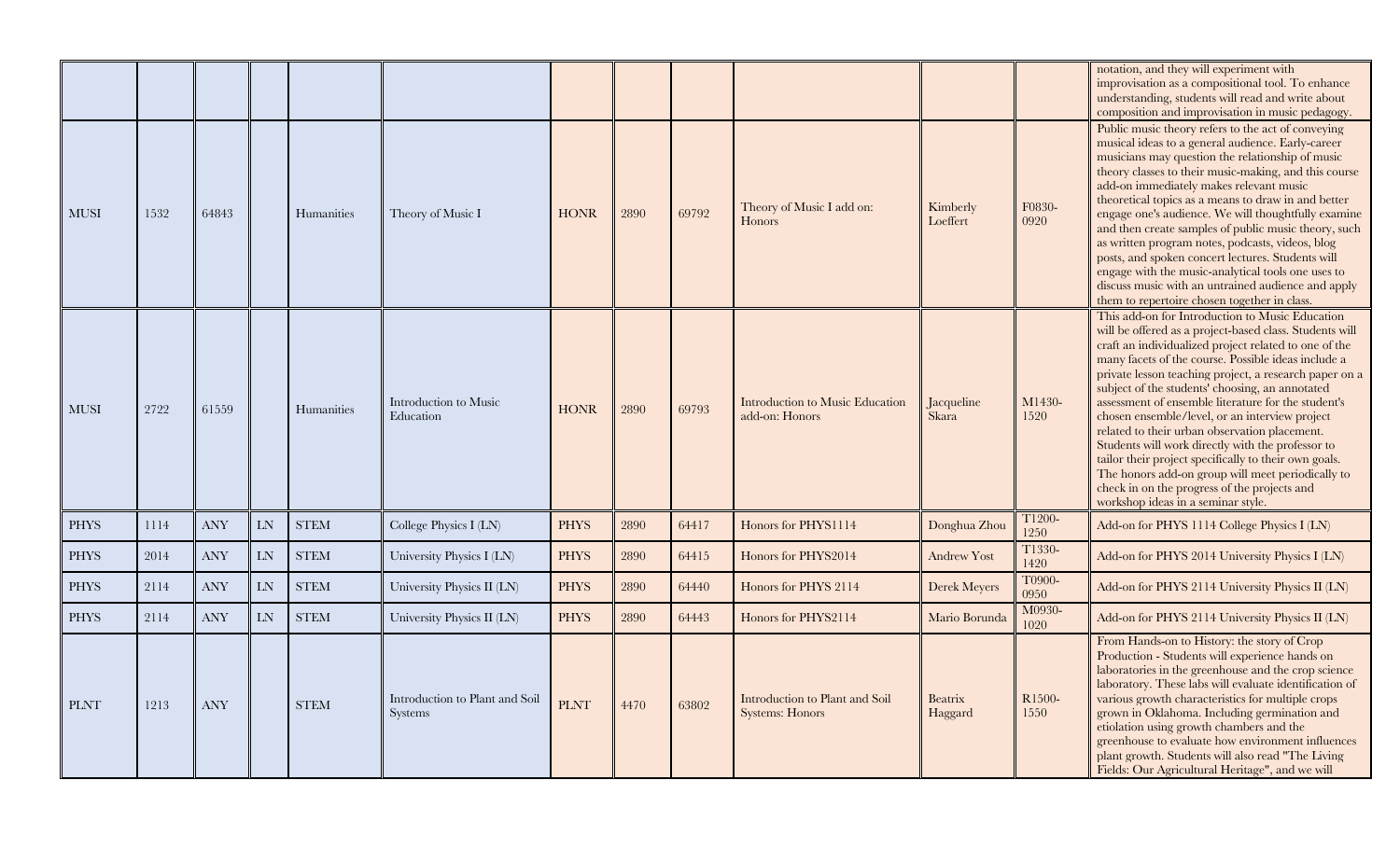| | | | | | | | | | | | | |
|---|---|---|---|---|---|---|---|---|---|---|---|---|
| | | | | | | | | | | | | notation, and they will experiment with improvisation as a compositional tool. To enhance understanding, students will read and write about composition and improvisation in music pedagogy. |
| MUSI | 1532 | 64843 | | Humanities | Theory of Music I | HONR | 2890 | 69792 | Theory of Music I add on: Honors | Kimberly Loeffert | F0830-0920 | Public music theory refers to the act of conveying musical ideas to a general audience. Early-career musicians may question the relationship of music theory classes to their music-making, and this course add-on immediately makes relevant music theoretical topics as a means to draw in and better engage one's audience. We will thoughtfully examine and then create samples of public music theory, such as written program notes, podcasts, videos, blog posts, and spoken concert lectures. Students will engage with the music-analytical tools one uses to discuss music with an untrained audience and apply them to repertoire chosen together in class. |
| MUSI | 2722 | 61559 | | Humanities | Introduction to Music Education | HONR | 2890 | 69793 | Introduction to Music Education add-on: Honors | Jacqueline Skara | M1430-1520 | This add-on for Introduction to Music Education will be offered as a project-based class. Students will craft an individualized project related to one of the many facets of the course. Possible ideas include a private lesson teaching project, a research paper on a subject of the students' choosing, an annotated assessment of ensemble literature for the student's chosen ensemble/level, or an interview project related to their urban observation placement. Students will work directly with the professor to tailor their project specifically to their own goals. The honors add-on group will meet periodically to check in on the progress of the projects and workshop ideas in a seminar style. |
| PHYS | 1114 | ANY | LN | STEM | College Physics I (LN) | PHYS | 2890 | 64417 | Honors for PHYS1114 | Donghua Zhou | T1200-1250 | Add-on for PHYS 1114 College Physics I (LN) |
| PHYS | 2014 | ANY | LN | STEM | University Physics I (LN) | PHYS | 2890 | 64415 | Honors for PHYS2014 | Andrew Yost | T1330-1420 | Add-on for PHYS 2014 University Physics I (LN) |
| PHYS | 2114 | ANY | LN | STEM | University Physics II (LN) | PHYS | 2890 | 64440 | Honors for PHYS 2114 | Derek Meyers | T0900-0950 | Add-on for PHYS 2114 University Physics II (LN) |
| PHYS | 2114 | ANY | LN | STEM | University Physics II (LN) | PHYS | 2890 | 64443 | Honors for PHYS2114 | Mario Borunda | M0930-1020 | Add-on for PHYS 2114 University Physics II (LN) |
| PLNT | 1213 | ANY | | STEM | Introduction to Plant and Soil Systems | PLNT | 4470 | 63802 | Introduction to Plant and Soil Systems: Honors | Beatrix Haggard | R1500-1550 | From Hands-on to History: the story of Crop Production - Students will experience hands on laboratories in the greenhouse and the crop science laboratory. These labs will evaluate identification of various growth characteristics for multiple crops grown in Oklahoma. Including germination and etiolation using growth chambers and the greenhouse to evaluate how environment influences plant growth. Students will also read "The Living Fields: Our Agricultural Heritage", and we will |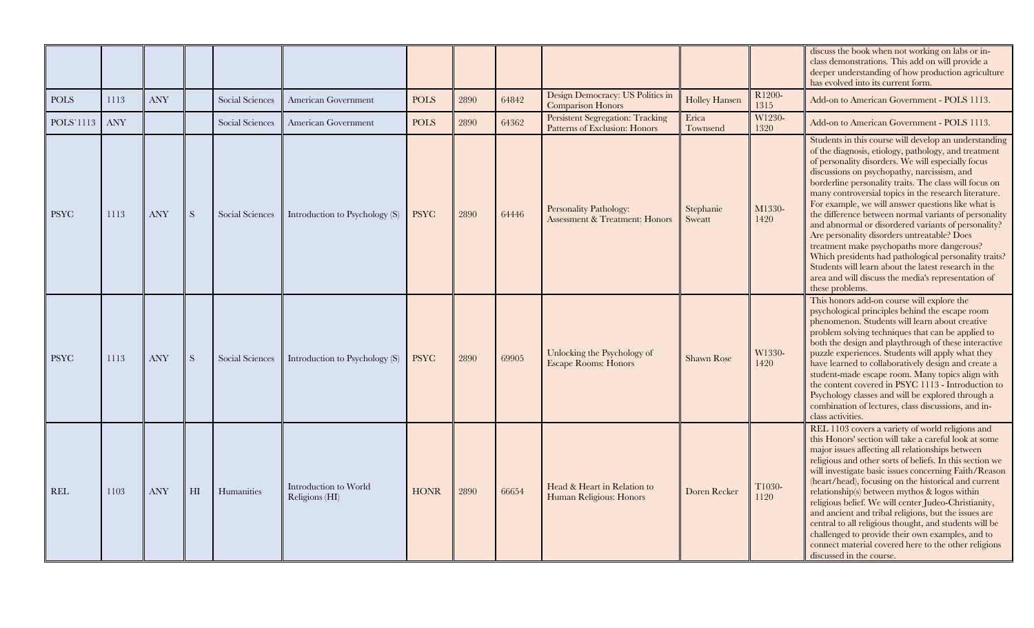| | | | | | | | | | | | | |
|---|---|---|---|---|---|---|---|---|---|---|---|---|
| | | | | | | | | | | | | discuss the book when not working on labs or in-class demonstrations. This add on will provide a deeper understanding of how production agriculture has evolved into its current form. |
| POLS | 1113 | ANY | | Social Sciences | American Government | POLS | 2890 | 64842 | Design Democracy: US Politics in Comparison Honors | Holley Hansen | R1200-1315 | Add-on to American Government - POLS 1113. |
| POLS`1113 | ANY | | | Social Sciences | American Government | POLS | 2890 | 64362 | Persistent Segregation: Tracking Patterns of Exclusion: Honors | Erica Townsend | W1230-1320 | Add-on to American Government - POLS 1113. |
| PSYC | 1113 | ANY | S | Social Sciences | Introduction to Psychology (S) | PSYC | 2890 | 64446 | Personality Pathology: Assessment & Treatment: Honors | Stephanie Sweatt | M1330-1420 | Students in this course will develop an understanding of the diagnosis, etiology, pathology, and treatment of personality disorders. We will especially focus discussions on psychopathy, narcissism, and borderline personality traits. The class will focus on many controversial topics in the research literature. For example, we will answer questions like what is the difference between normal variants of personality and abnormal or disordered variants of personality? Are personality disorders untreatable? Does treatment make psychopaths more dangerous? Which presidents had pathological personality traits? Students will learn about the latest research in the area and will discuss the media's representation of these problems. |
| PSYC | 1113 | ANY | S | Social Sciences | Introduction to Psychology (S) | PSYC | 2890 | 69905 | Unlocking the Psychology of Escape Rooms: Honors | Shawn Rose | W1330-1420 | This honors add-on course will explore the psychological principles behind the escape room phenomenon. Students will learn about creative problem solving techniques that can be applied to both the design and playthrough of these interactive puzzle experiences. Students will apply what they have learned to collaboratively design and create a student-made escape room. Many topics align with the content covered in PSYC 1113 - Introduction to Psychology classes and will be explored through a combination of lectures, class discussions, and in-class activities. |
| REL | 1103 | ANY | HI | Humanities | Introduction to World Religions (HI) | HONR | 2890 | 66654 | Head & Heart in Relation to Human Religious: Honors | Doren Recker | T1030-1120 | REL 1103 covers a variety of world religions and this Honors' section will take a careful look at some major issues affecting all relationships between religious and other sorts of beliefs. In this section we will investigate basic issues concerning Faith/Reason (heart/head), focusing on the historical and current relationship(s) between mythos & logos within religious belief. We will center Judeo-Christianity, and ancient and tribal religions, but the issues are central to all religious thought, and students will be challenged to provide their own examples, and to connect material covered here to the other religions discussed in the course. |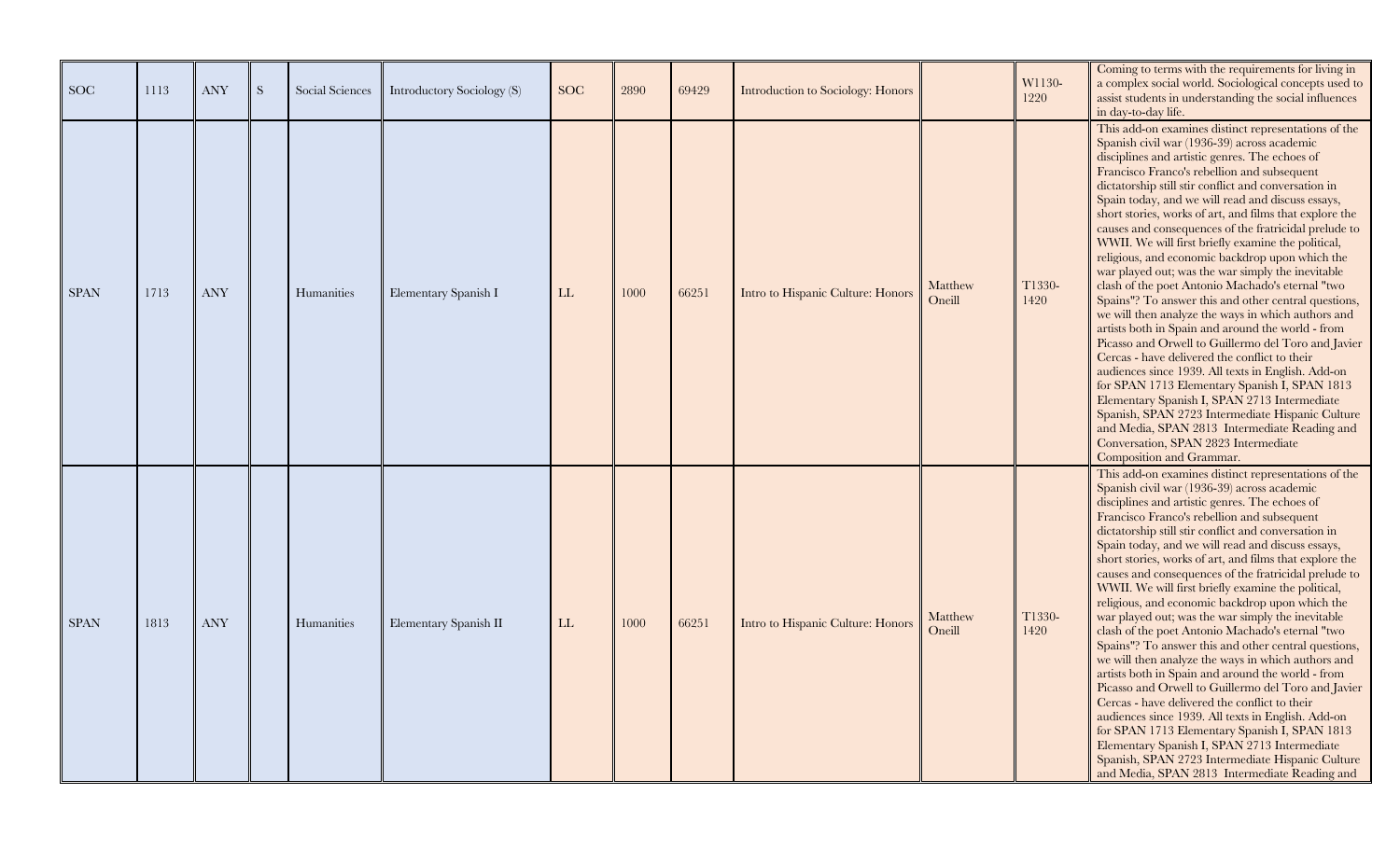| SOC | 1113 | ANY | S | Social Sciences | Introductory Sociology (S) | SOC | 2890 | 69429 | Introduction to Sociology: Honors | | W1130-1220 | Coming to terms with the requirements for living in a complex social world. Sociological concepts used to assist students in understanding the social influences in day-to-day life. |
|---|---|---|---|---|---|---|---|---|---|---|---|---|
| SPAN | 1713 | ANY | | Humanities | Elementary Spanish I | LL | 1000 | 66251 | Intro to Hispanic Culture: Honors | Matthew Oneill | T1330-1420 | This add-on examines distinct representations of the Spanish civil war (1936-39) across academic disciplines and artistic genres. The echoes of Francisco Franco's rebellion and subsequent dictatorship still stir conflict and conversation in Spain today, and we will read and discuss essays, short stories, works of art, and films that explore the causes and consequences of the fratricidal prelude to WWII. We will first briefly examine the political, religious, and economic backdrop upon which the war played out; was the war simply the inevitable clash of the poet Antonio Machado's eternal "two Spains"? To answer this and other central questions, we will then analyze the ways in which authors and artists both in Spain and around the world - from Picasso and Orwell to Guillermo del Toro and Javier Cercas - have delivered the conflict to their audiences since 1939. All texts in English. Add-on for SPAN 1713 Elementary Spanish I, SPAN 1813 Elementary Spanish I, SPAN 2713 Intermediate Spanish, SPAN 2723 Intermediate Hispanic Culture and Media, SPAN 2813 Intermediate Reading and Conversation, SPAN 2823 Intermediate Composition and Grammar. |
| SPAN | 1813 | ANY | | Humanities | Elementary Spanish II | LL | 1000 | 66251 | Intro to Hispanic Culture: Honors | Matthew Oneill | T1330-1420 | This add-on examines distinct representations of the Spanish civil war (1936-39) across academic disciplines and artistic genres. The echoes of Francisco Franco's rebellion and subsequent dictatorship still stir conflict and conversation in Spain today, and we will read and discuss essays, short stories, works of art, and films that explore the causes and consequences of the fratricidal prelude to WWII. We will first briefly examine the political, religious, and economic backdrop upon which the war played out; was the war simply the inevitable clash of the poet Antonio Machado's eternal "two Spains"? To answer this and other central questions, we will then analyze the ways in which authors and artists both in Spain and around the world - from Picasso and Orwell to Guillermo del Toro and Javier Cercas - have delivered the conflict to their audiences since 1939. All texts in English. Add-on for SPAN 1713 Elementary Spanish I, SPAN 1813 Elementary Spanish I, SPAN 2713 Intermediate Spanish, SPAN 2723 Intermediate Hispanic Culture and Media, SPAN 2813 Intermediate Reading and |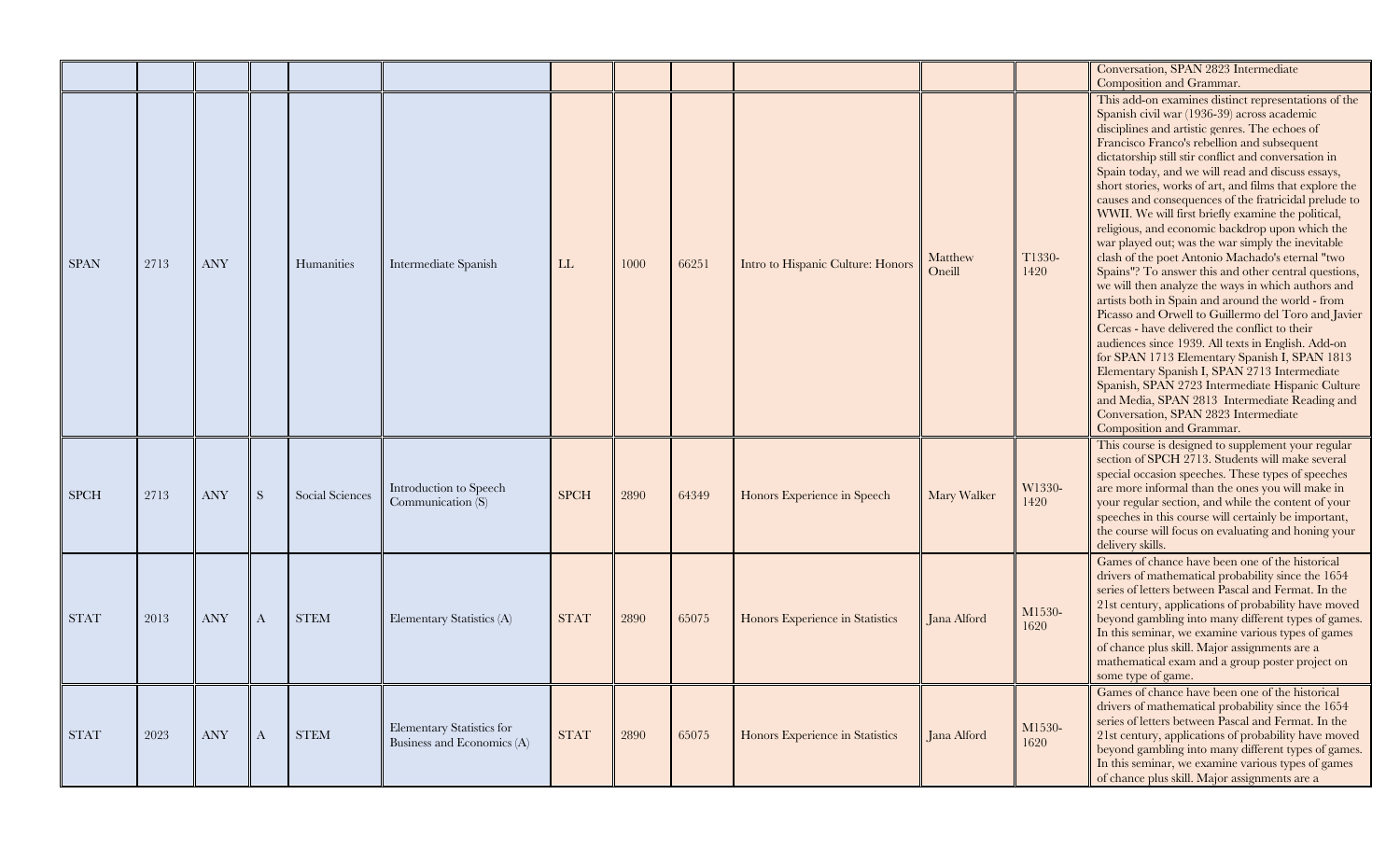|  |  |  |  |  |  |  |  |  |  |  |  |  |
|---|---|---|---|---|---|---|---|---|---|---|---|---|
|  |  |  |  |  |  |  |  |  |  |  |  | Conversation, SPAN 2823 Intermediate Composition and Grammar. |
| SPAN | 2713 | ANY |  | Humanities | Intermediate Spanish | LL | 1000 | 66251 | Intro to Hispanic Culture: Honors | Matthew Oneill | T1330-1420 | This add-on examines distinct representations of the Spanish civil war (1936-39) across academic disciplines and artistic genres. The echoes of Francisco Franco's rebellion and subsequent dictatorship still stir conflict and conversation in Spain today, and we will read and discuss essays, short stories, works of art, and films that explore the causes and consequences of the fratricidal prelude to WWII. We will first briefly examine the political, religious, and economic backdrop upon which the war played out; was the war simply the inevitable clash of the poet Antonio Machado's eternal "two Spains"? To answer this and other central questions, we will then analyze the ways in which authors and artists both in Spain and around the world - from Picasso and Orwell to Guillermo del Toro and Javier Cercas - have delivered the conflict to their audiences since 1939. All texts in English. Add-on for SPAN 1713 Elementary Spanish I, SPAN 1813 Elementary Spanish I, SPAN 2713 Intermediate Spanish, SPAN 2723 Intermediate Hispanic Culture and Media, SPAN 2813 Intermediate Reading and Conversation, SPAN 2823 Intermediate Composition and Grammar. |
| SPCH | 2713 | ANY | S | Social Sciences | Introduction to Speech Communication (S) | SPCH | 2890 | 64349 | Honors Experience in Speech | Mary Walker | W1330-1420 | This course is designed to supplement your regular section of SPCH 2713. Students will make several special occasion speeches. These types of speeches are more informal than the ones you will make in your regular section, and while the content of your speeches in this course will certainly be important, the course will focus on evaluating and honing your delivery skills. |
| STAT | 2013 | ANY | A | STEM | Elementary Statistics (A) | STAT | 2890 | 65075 | Honors Experience in Statistics | Jana Alford | M1530-1620 | Games of chance have been one of the historical drivers of mathematical probability since the 1654 series of letters between Pascal and Fermat. In the 21st century, applications of probability have moved beyond gambling into many different types of games. In this seminar, we examine various types of games of chance plus skill. Major assignments are a mathematical exam and a group poster project on some type of game. |
| STAT | 2023 | ANY | A | STEM | Elementary Statistics for Business and Economics (A) | STAT | 2890 | 65075 | Honors Experience in Statistics | Jana Alford | M1530-1620 | Games of chance have been one of the historical drivers of mathematical probability since the 1654 series of letters between Pascal and Fermat. In the 21st century, applications of probability have moved beyond gambling into many different types of games. In this seminar, we examine various types of games of chance plus skill. Major assignments are a |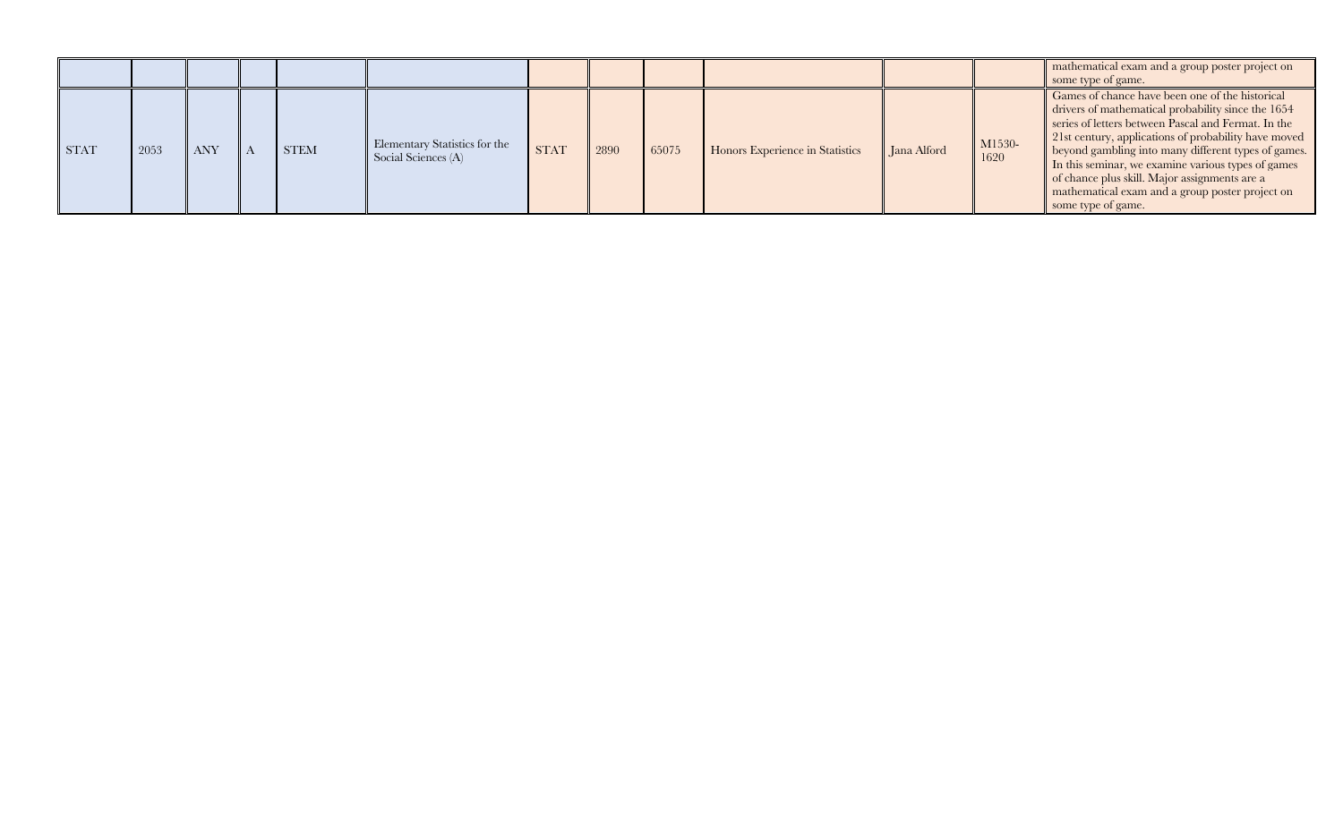| | | | | | | | | | | | | |
|---|---|---|---|---|---|---|---|---|---|---|---|---|
| | | | | | | | | | | | | mathematical exam and a group poster project on some type of game. |
| STAT | 2053 | ANY | A | STEM | Elementary Statistics for the Social Sciences (A) | STAT | 2890 | 65075 | Honors Experience in Statistics | Jana Alford | M1530-1620 | Games of chance have been one of the historical drivers of mathematical probability since the 1654 series of letters between Pascal and Fermat. In the 21st century, applications of probability have moved beyond gambling into many different types of games. In this seminar, we examine various types of games of chance plus skill. Major assignments are a mathematical exam and a group poster project on some type of game. |